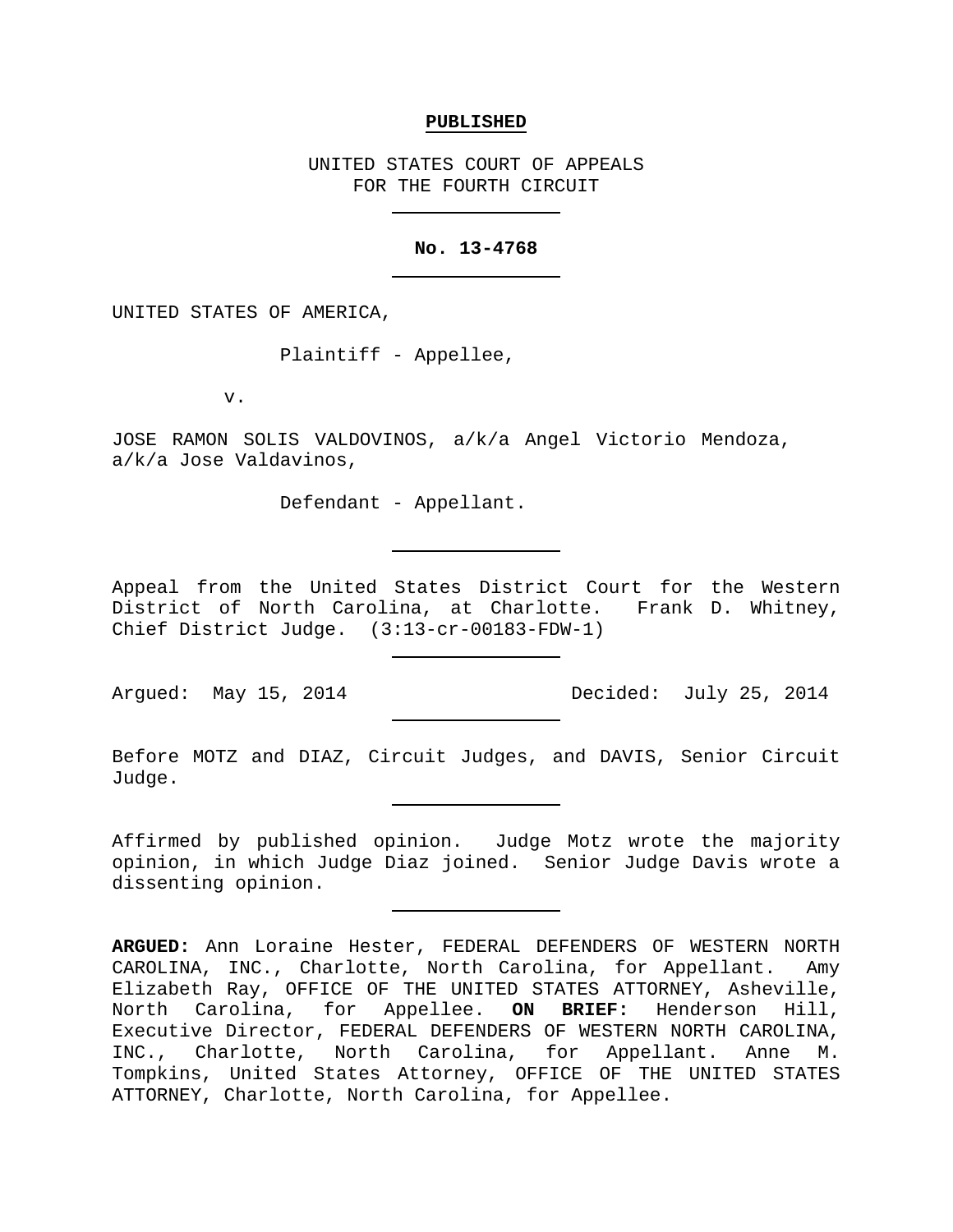**PUBLISHED**

UNITED STATES COURT OF APPEALS
FOR THE FOURTH CIRCUIT

---

**No. 13-4768**

---

UNITED STATES OF AMERICA,

Plaintiff - Appellee,

v.

JOSE RAMON SOLIS VALDOVINOS, a/k/a Angel Victorio Mendoza, a/k/a Jose Valdavinos,

Defendant - Appellant.

---

Appeal from the United States District Court for the Western District of North Carolina, at Charlotte. Frank D. Whitney, Chief District Judge. (3:13-cr-00183-FDW-1)

---

Argued: May 15, 2014 Decided: July 25, 2014

---

Before MOTZ and DIAZ, Circuit Judges, and DAVIS, Senior Circuit Judge.

---

Affirmed by published opinion. Judge Motz wrote the majority opinion, in which Judge Diaz joined. Senior Judge Davis wrote a dissenting opinion.

---

**ARGUED:** Ann Loraine Hester, FEDERAL DEFENDERS OF WESTERN NORTH CAROLINA, INC., Charlotte, North Carolina, for Appellant. Amy Elizabeth Ray, OFFICE OF THE UNITED STATES ATTORNEY, Asheville, North Carolina, for Appellee. **ON BRIEF:** Henderson Hill, Executive Director, FEDERAL DEFENDERS OF WESTERN NORTH CAROLINA, INC., Charlotte, North Carolina, for Appellant. Anne M. Tompkins, United States Attorney, OFFICE OF THE UNITED STATES ATTORNEY, Charlotte, North Carolina, for Appellee.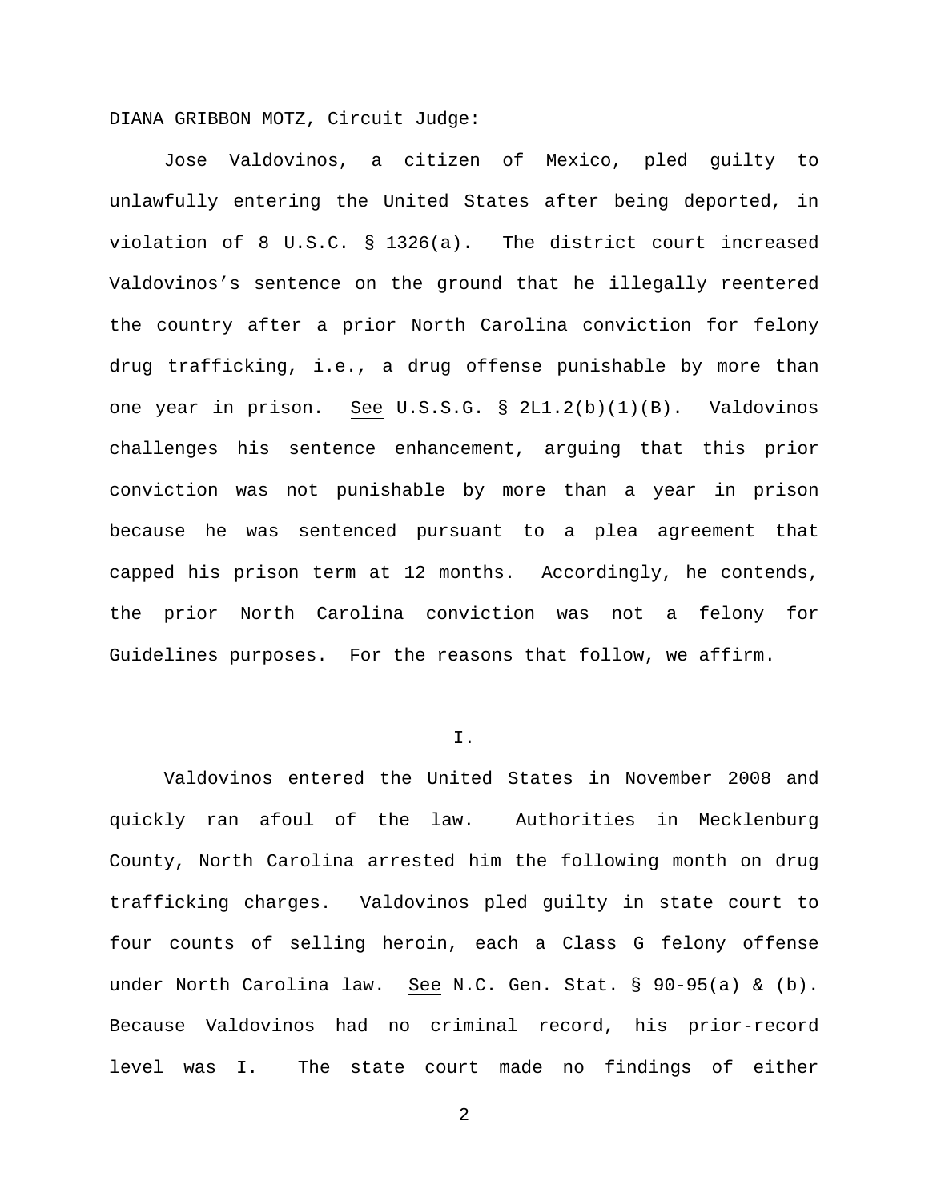DIANA GRIBBON MOTZ, Circuit Judge:

Jose Valdovinos, a citizen of Mexico, pled guilty to unlawfully entering the United States after being deported, in violation of 8 U.S.C. § 1326(a). The district court increased Valdovinos's sentence on the ground that he illegally reentered the country after a prior North Carolina conviction for felony drug trafficking, i.e., a drug offense punishable by more than one year in prison. See U.S.S.G. § 2L1.2(b)(1)(B). Valdovinos challenges his sentence enhancement, arguing that this prior conviction was not punishable by more than a year in prison because he was sentenced pursuant to a plea agreement that capped his prison term at 12 months. Accordingly, he contends, the prior North Carolina conviction was not a felony for Guidelines purposes. For the reasons that follow, we affirm.

## I.

Valdovinos entered the United States in November 2008 and quickly ran afoul of the law. Authorities in Mecklenburg County, North Carolina arrested him the following month on drug trafficking charges. Valdovinos pled guilty in state court to four counts of selling heroin, each a Class G felony offense under North Carolina law. See N.C. Gen. Stat. § 90-95(a) & (b). Because Valdovinos had no criminal record, his prior-record level was I. The state court made no findings of either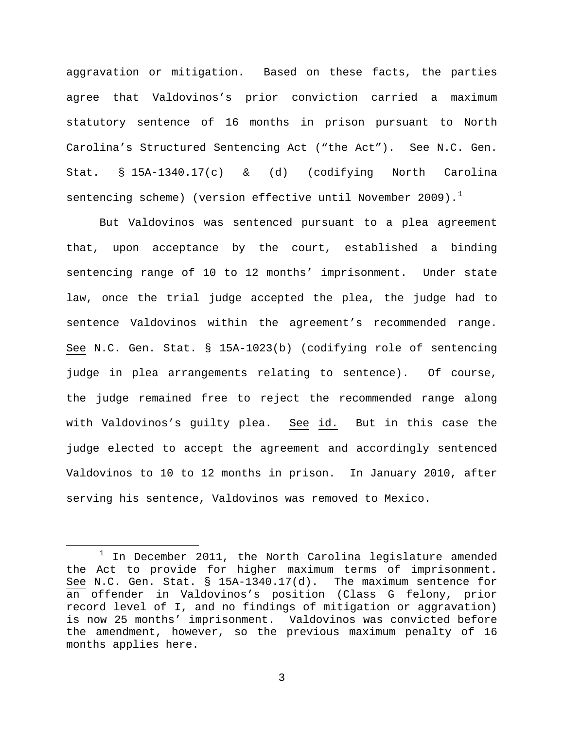aggravation or mitigation. Based on these facts, the parties agree that Valdovinos's prior conviction carried a maximum statutory sentence of 16 months in prison pursuant to North Carolina's Structured Sentencing Act ("the Act"). See N.C. Gen. Stat. § 15A-1340.17(c) & (d) (codifying North Carolina sentencing scheme) (version effective until November 2009).[1]

But Valdovinos was sentenced pursuant to a plea agreement that, upon acceptance by the court, established a binding sentencing range of 10 to 12 months' imprisonment. Under state law, once the trial judge accepted the plea, the judge had to sentence Valdovinos within the agreement's recommended range. See N.C. Gen. Stat. § 15A-1023(b) (codifying role of sentencing judge in plea arrangements relating to sentence). Of course, the judge remained free to reject the recommended range along with Valdovinos's guilty plea. See id. But in this case the judge elected to accept the agreement and accordingly sentenced Valdovinos to 10 to 12 months in prison. In January 2010, after serving his sentence, Valdovinos was removed to Mexico.

[1] In December 2011, the North Carolina legislature amended the Act to provide for higher maximum terms of imprisonment. See N.C. Gen. Stat. § 15A-1340.17(d). The maximum sentence for an offender in Valdovinos's position (Class G felony, prior record level of I, and no findings of mitigation or aggravation) is now 25 months' imprisonment. Valdovinos was convicted before the amendment, however, so the previous maximum penalty of 16 months applies here.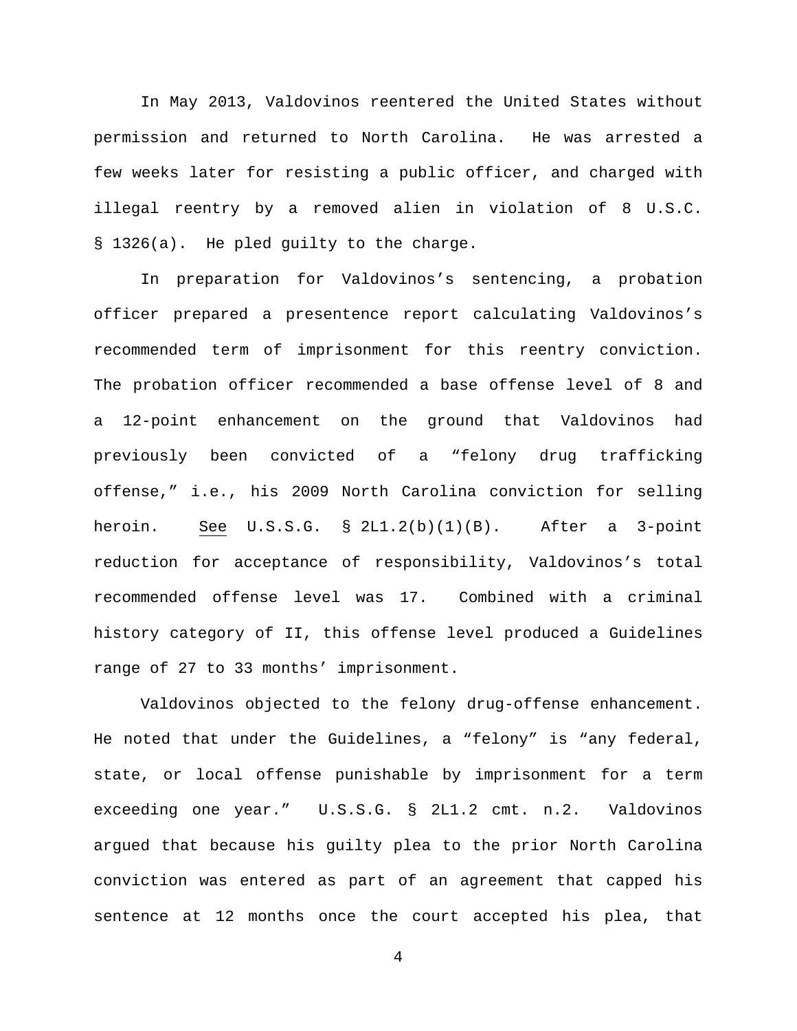In May 2013, Valdovinos reentered the United States without permission and returned to North Carolina. He was arrested a few weeks later for resisting a public officer, and charged with illegal reentry by a removed alien in violation of 8 U.S.C. § 1326(a). He pled guilty to the charge.

In preparation for Valdovinos's sentencing, a probation officer prepared a presentence report calculating Valdovinos's recommended term of imprisonment for this reentry conviction. The probation officer recommended a base offense level of 8 and a 12-point enhancement on the ground that Valdovinos had previously been convicted of a "felony drug trafficking offense," i.e., his 2009 North Carolina conviction for selling heroin. See U.S.S.G. § 2L1.2(b)(1)(B). After a 3-point reduction for acceptance of responsibility, Valdovinos's total recommended offense level was 17. Combined with a criminal history category of II, this offense level produced a Guidelines range of 27 to 33 months' imprisonment.

Valdovinos objected to the felony drug-offense enhancement. He noted that under the Guidelines, a "felony" is "any federal, state, or local offense punishable by imprisonment for a term exceeding one year." U.S.S.G. § 2L1.2 cmt. n.2. Valdovinos argued that because his guilty plea to the prior North Carolina conviction was entered as part of an agreement that capped his sentence at 12 months once the court accepted his plea, that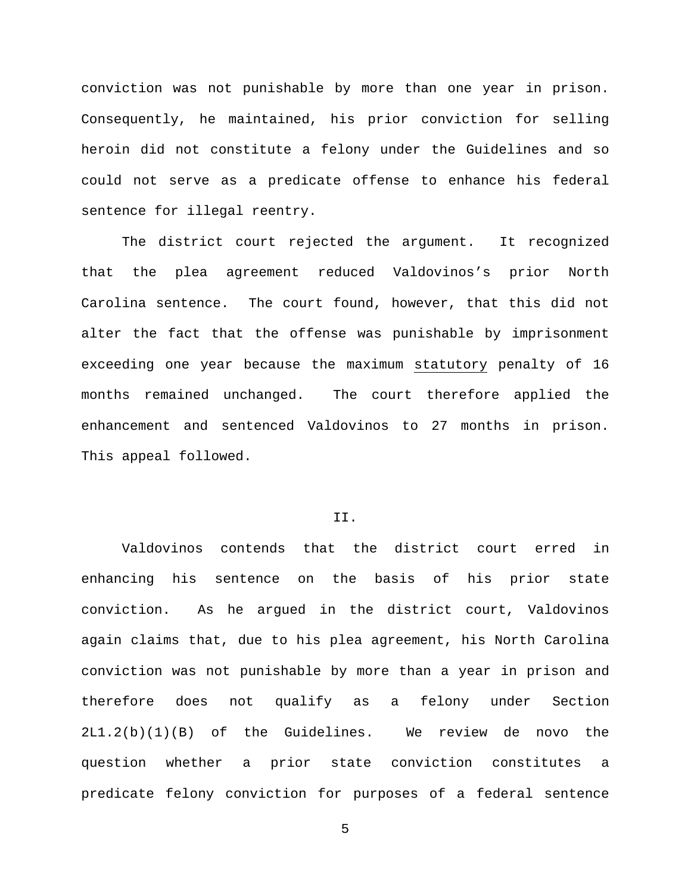conviction was not punishable by more than one year in prison. Consequently, he maintained, his prior conviction for selling heroin did not constitute a felony under the Guidelines and so could not serve as a predicate offense to enhance his federal sentence for illegal reentry.

The district court rejected the argument. It recognized that the plea agreement reduced Valdovinos's prior North Carolina sentence. The court found, however, that this did not alter the fact that the offense was punishable by imprisonment exceeding one year because the maximum <u>statutory</u> penalty of 16 months remained unchanged. The court therefore applied the enhancement and sentenced Valdovinos to 27 months in prison. This appeal followed.

## II.

Valdovinos contends that the district court erred in enhancing his sentence on the basis of his prior state conviction. As he argued in the district court, Valdovinos again claims that, due to his plea agreement, his North Carolina conviction was not punishable by more than a year in prison and therefore does not qualify as a felony under Section 2L1.2(b)(1)(B) of the Guidelines. We review de novo the question whether a prior state conviction constitutes a predicate felony conviction for purposes of a federal sentence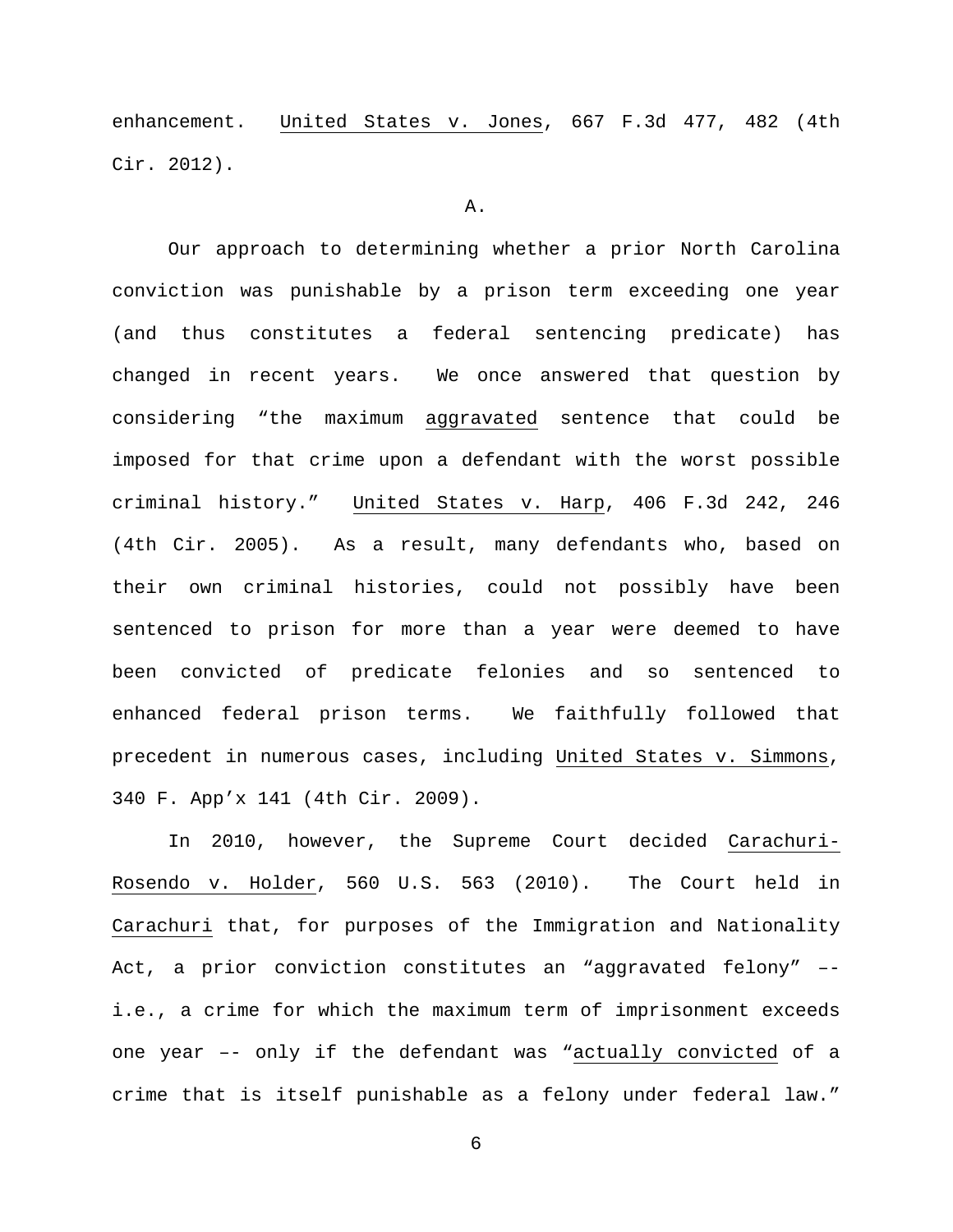enhancement. United States v. Jones, 667 F.3d 477, 482 (4th Cir. 2012).

A.

Our approach to determining whether a prior North Carolina conviction was punishable by a prison term exceeding one year (and thus constitutes a federal sentencing predicate) has changed in recent years. We once answered that question by considering "the maximum aggravated sentence that could be imposed for that crime upon a defendant with the worst possible criminal history." United States v. Harp, 406 F.3d 242, 246 (4th Cir. 2005). As a result, many defendants who, based on their own criminal histories, could not possibly have been sentenced to prison for more than a year were deemed to have been convicted of predicate felonies and so sentenced to enhanced federal prison terms. We faithfully followed that precedent in numerous cases, including United States v. Simmons, 340 F. App'x 141 (4th Cir. 2009).

In 2010, however, the Supreme Court decided Carachuri-Rosendo v. Holder, 560 U.S. 563 (2010). The Court held in Carachuri that, for purposes of the Immigration and Nationality Act, a prior conviction constitutes an "aggravated felony" –- i.e., a crime for which the maximum term of imprisonment exceeds one year –- only if the defendant was "actually convicted of a crime that is itself punishable as a felony under federal law."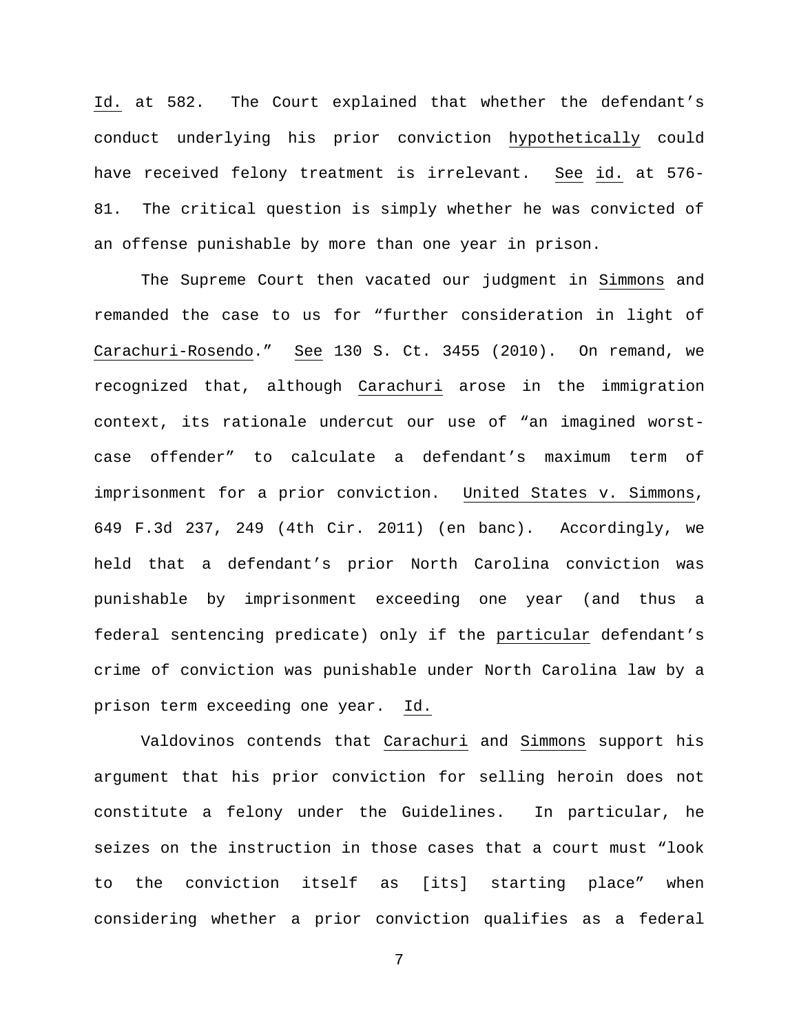*Id.* at 582. The Court explained that whether the defendant's conduct underlying his prior conviction *hypothetically* could have received felony treatment is irrelevant. *See* *id.* at 576-81. The critical question is simply whether he was convicted of an offense punishable by more than one year in prison.

The Supreme Court then vacated our judgment in *Simmons* and remanded the case to us for "further consideration in light of *Carachuri-Rosendo*." *See* 130 S. Ct. 3455 (2010). On remand, we recognized that, although *Carachuri* arose in the immigration context, its rationale undercut our use of "an imagined worst-case offender" to calculate a defendant's maximum term of imprisonment for a prior conviction. *United States v. Simmons*, 649 F.3d 237, 249 (4th Cir. 2011) (en banc). Accordingly, we held that a defendant's prior North Carolina conviction was punishable by imprisonment exceeding one year (and thus a federal sentencing predicate) only if the *particular* defendant's crime of conviction was punishable under North Carolina law by a prison term exceeding one year. *Id.*

Valdovinos contends that *Carachuri* and *Simmons* support his argument that his prior conviction for selling heroin does not constitute a felony under the Guidelines. In particular, he seizes on the instruction in those cases that a court must "look to the conviction itself as [its] starting place" when considering whether a prior conviction qualifies as a federal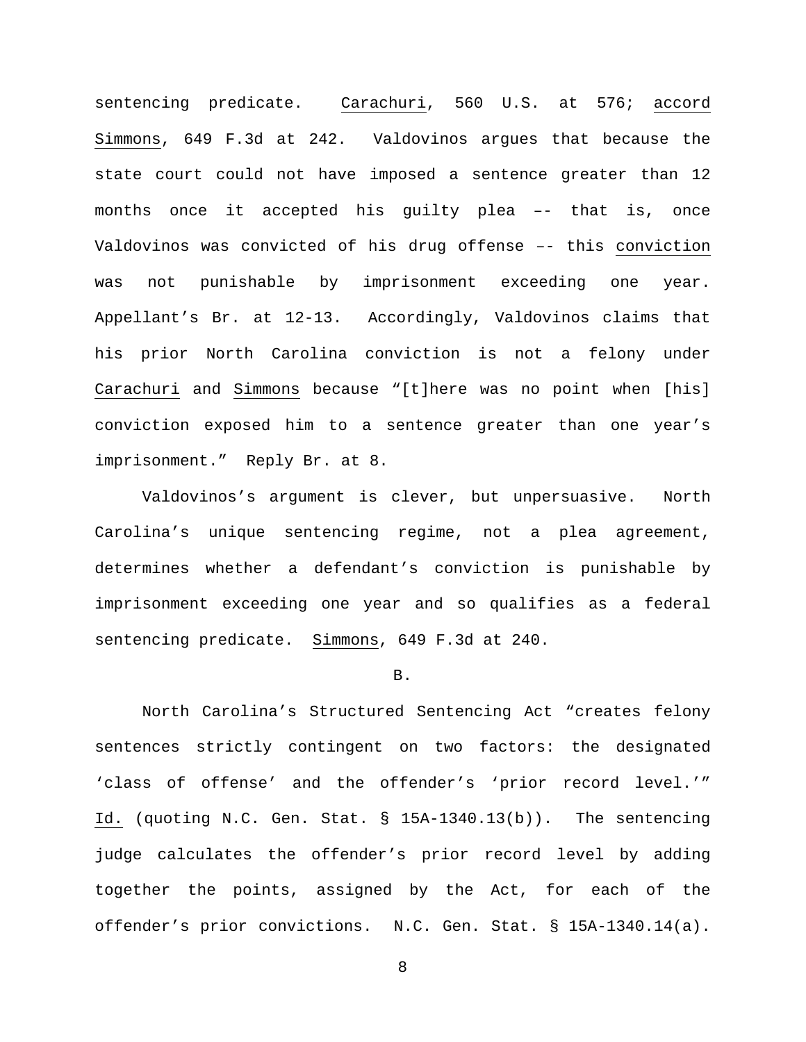sentencing predicate. Carachuri, 560 U.S. at 576; accord Simmons, 649 F.3d at 242. Valdovinos argues that because the state court could not have imposed a sentence greater than 12 months once it accepted his guilty plea –- that is, once Valdovinos was convicted of his drug offense –- this *conviction* was not punishable by imprisonment exceeding one year. Appellant's Br. at 12-13. Accordingly, Valdovinos claims that his prior North Carolina conviction is not a felony under Carachuri and Simmons because "[t]here was no point when [his] conviction exposed him to a sentence greater than one year's imprisonment." Reply Br. at 8.

Valdovinos's argument is clever, but unpersuasive. North Carolina's unique sentencing regime, not a plea agreement, determines whether a defendant's conviction is punishable by imprisonment exceeding one year and so qualifies as a federal sentencing predicate. Simmons, 649 F.3d at 240.

B.

North Carolina's Structured Sentencing Act "creates felony sentences strictly contingent on two factors: the designated 'class of offense' and the offender's 'prior record level.'" Id. (quoting N.C. Gen. Stat. § 15A-1340.13(b)). The sentencing judge calculates the offender's prior record level by adding together the points, assigned by the Act, for each of the offender's prior convictions. N.C. Gen. Stat. § 15A-1340.14(a).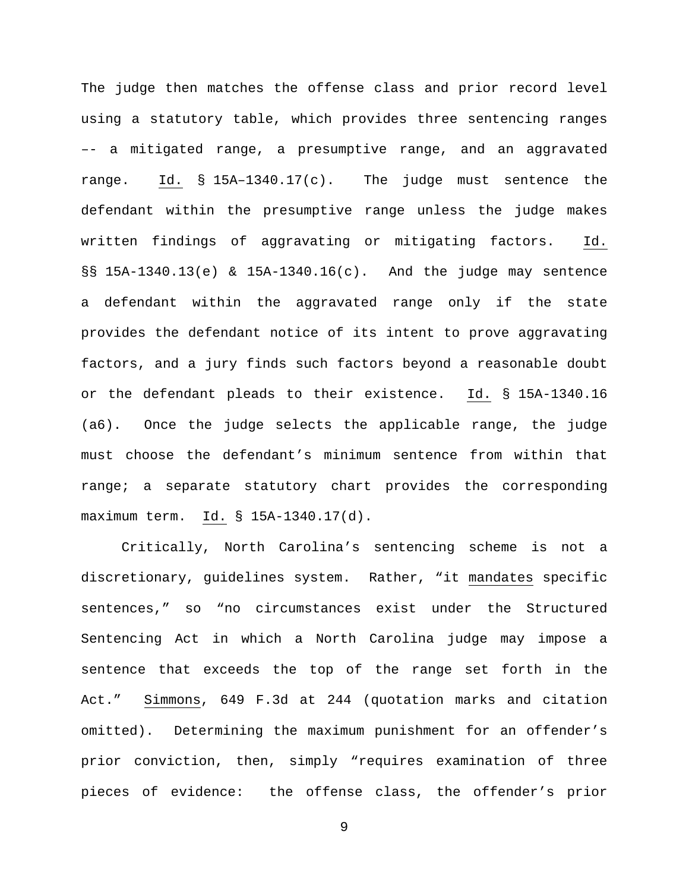The judge then matches the offense class and prior record level using a statutory table, which provides three sentencing ranges –- a mitigated range, a presumptive range, and an aggravated range. Id. § 15A–1340.17(c). The judge must sentence the defendant within the presumptive range unless the judge makes written findings of aggravating or mitigating factors. Id. §§ 15A-1340.13(e) & 15A-1340.16(c). And the judge may sentence a defendant within the aggravated range only if the state provides the defendant notice of its intent to prove aggravating factors, and a jury finds such factors beyond a reasonable doubt or the defendant pleads to their existence. Id. § 15A-1340.16 (a6). Once the judge selects the applicable range, the judge must choose the defendant's minimum sentence from within that range; a separate statutory chart provides the corresponding maximum term. Id. § 15A-1340.17(d).

Critically, North Carolina's sentencing scheme is not a discretionary, guidelines system. Rather, "it mandates specific sentences," so "no circumstances exist under the Structured Sentencing Act in which a North Carolina judge may impose a sentence that exceeds the top of the range set forth in the Act." Simmons, 649 F.3d at 244 (quotation marks and citation omitted). Determining the maximum punishment for an offender's prior conviction, then, simply "requires examination of three pieces of evidence: the offense class, the offender's prior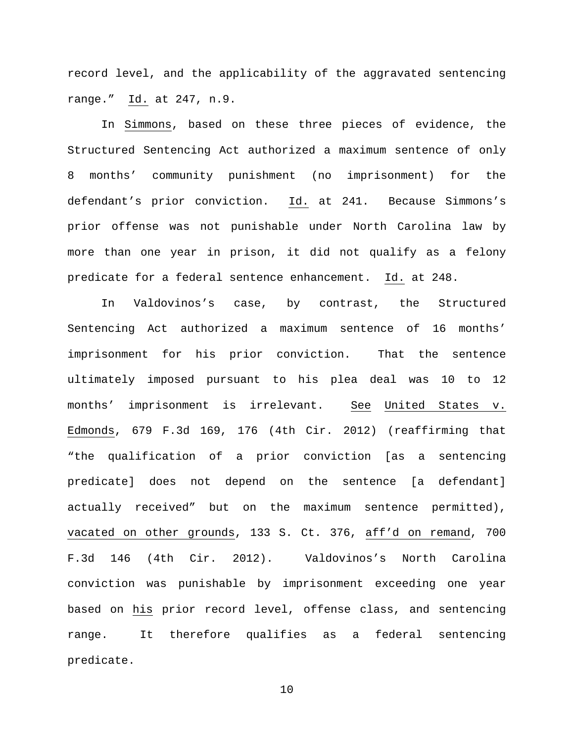record level, and the applicability of the aggravated sentencing range." Id. at 247, n.9.

In Simmons, based on these three pieces of evidence, the Structured Sentencing Act authorized a maximum sentence of only 8 months' community punishment (no imprisonment) for the defendant's prior conviction. Id. at 241. Because Simmons's prior offense was not punishable under North Carolina law by more than one year in prison, it did not qualify as a felony predicate for a federal sentence enhancement. Id. at 248.

In Valdovinos's case, by contrast, the Structured Sentencing Act authorized a maximum sentence of 16 months' imprisonment for his prior conviction. That the sentence ultimately imposed pursuant to his plea deal was 10 to 12 months' imprisonment is irrelevant. See United States v. Edmonds, 679 F.3d 169, 176 (4th Cir. 2012) (reaffirming that "the qualification of a prior conviction [as a sentencing predicate] does not depend on the sentence [a defendant] actually received" but on the maximum sentence permitted), vacated on other grounds, 133 S. Ct. 376, aff'd on remand, 700 F.3d 146 (4th Cir. 2012). Valdovinos's North Carolina conviction was punishable by imprisonment exceeding one year based on his prior record level, offense class, and sentencing range. It therefore qualifies as a federal sentencing predicate.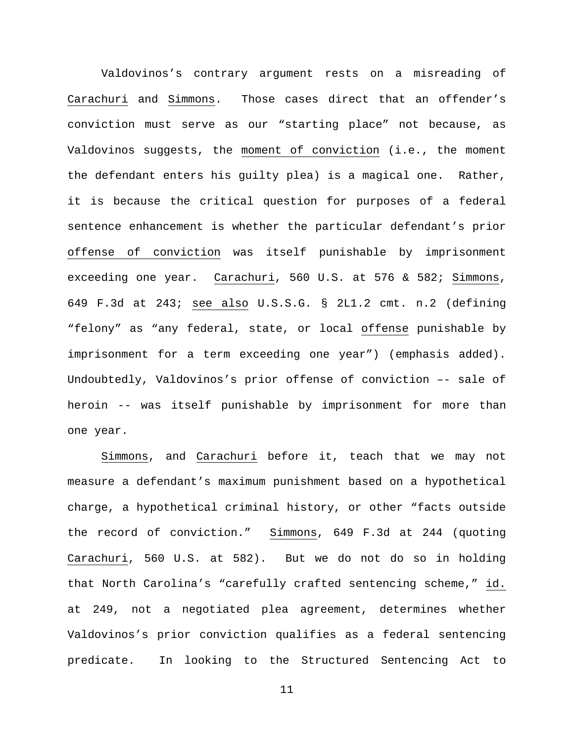Valdovinos's contrary argument rests on a misreading of _Carachuri_ and _Simmons_. Those cases direct that an offender's conviction must serve as our "starting place" not because, as Valdovinos suggests, the _moment of conviction_ (i.e., the moment the defendant enters his guilty plea) is a magical one. Rather, it is because the critical question for purposes of a federal sentence enhancement is whether the particular defendant's prior _offense of conviction_ was itself punishable by imprisonment exceeding one year. _Carachuri_, 560 U.S. at 576 & 582; _Simmons_, 649 F.3d at 243; _see also_ U.S.S.G. § 2L1.2 cmt. n.2 (defining "felony" as "any federal, state, or local _offense_ punishable by imprisonment for a term exceeding one year") (emphasis added). Undoubtedly, Valdovinos's prior offense of conviction –- sale of heroin -- was itself punishable by imprisonment for more than one year.

_Simmons_, and _Carachuri_ before it, teach that we may not measure a defendant's maximum punishment based on a hypothetical charge, a hypothetical criminal history, or other "facts outside the record of conviction." _Simmons_, 649 F.3d at 244 (quoting _Carachuri_, 560 U.S. at 582). But we do not do so in holding that North Carolina's "carefully crafted sentencing scheme," _id._ at 249, not a negotiated plea agreement, determines whether Valdovinos's prior conviction qualifies as a federal sentencing predicate. In looking to the Structured Sentencing Act to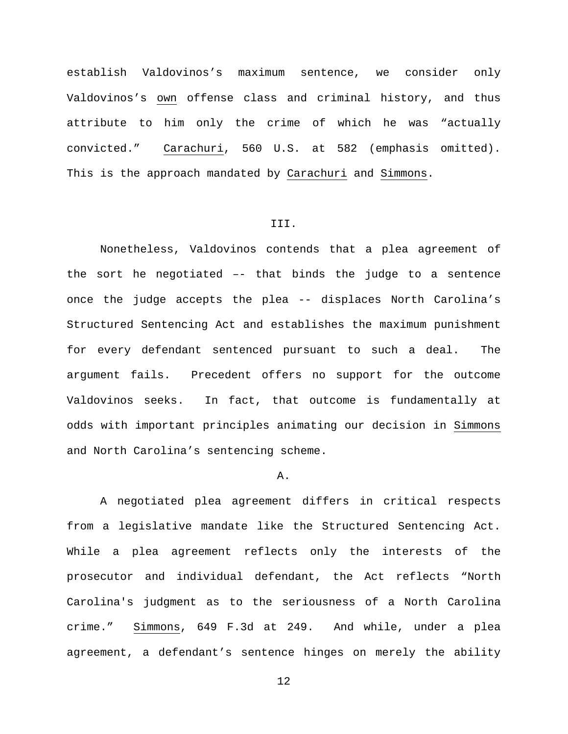establish Valdovinos's maximum sentence, we consider only Valdovinos's own offense class and criminal history, and thus attribute to him only the crime of which he was "actually convicted." Carachuri, 560 U.S. at 582 (emphasis omitted). This is the approach mandated by Carachuri and Simmons.

## III.

Nonetheless, Valdovinos contends that a plea agreement of the sort he negotiated –- that binds the judge to a sentence once the judge accepts the plea -- displaces North Carolina's Structured Sentencing Act and establishes the maximum punishment for every defendant sentenced pursuant to such a deal. The argument fails. Precedent offers no support for the outcome Valdovinos seeks. In fact, that outcome is fundamentally at odds with important principles animating our decision in Simmons and North Carolina's sentencing scheme.

### A.

A negotiated plea agreement differs in critical respects from a legislative mandate like the Structured Sentencing Act. While a plea agreement reflects only the interests of the prosecutor and individual defendant, the Act reflects "North Carolina's judgment as to the seriousness of a North Carolina crime." Simmons, 649 F.3d at 249. And while, under a plea agreement, a defendant's sentence hinges on merely the ability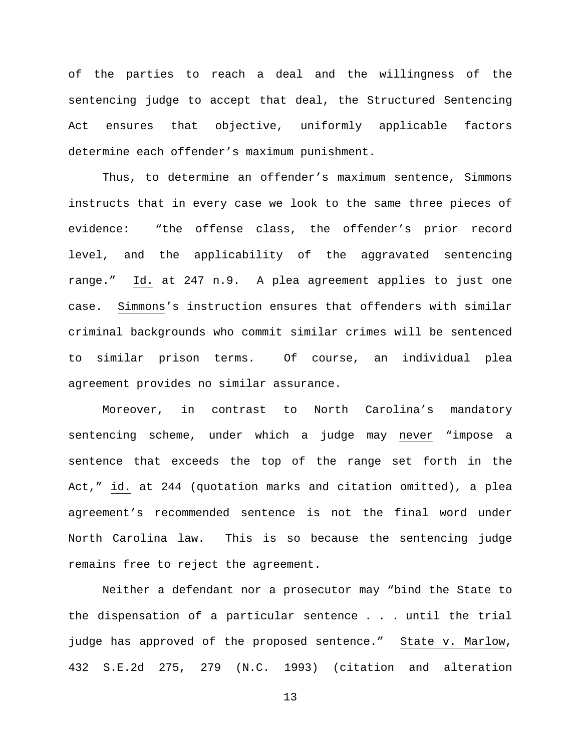of the parties to reach a deal and the willingness of the sentencing judge to accept that deal, the Structured Sentencing Act ensures that objective, uniformly applicable factors determine each offender's maximum punishment.

Thus, to determine an offender's maximum sentence, Simmons instructs that in every case we look to the same three pieces of evidence: "the offense class, the offender's prior record level, and the applicability of the aggravated sentencing range." Id. at 247 n.9. A plea agreement applies to just one case. Simmons's instruction ensures that offenders with similar criminal backgrounds who commit similar crimes will be sentenced to similar prison terms. Of course, an individual plea agreement provides no similar assurance.

Moreover, in contrast to North Carolina's mandatory sentencing scheme, under which a judge may never "impose a sentence that exceeds the top of the range set forth in the Act," id. at 244 (quotation marks and citation omitted), a plea agreement's recommended sentence is not the final word under North Carolina law. This is so because the sentencing judge remains free to reject the agreement.

Neither a defendant nor a prosecutor may "bind the State to the dispensation of a particular sentence . . . until the trial judge has approved of the proposed sentence." State v. Marlow, 432 S.E.2d 275, 279 (N.C. 1993) (citation and alteration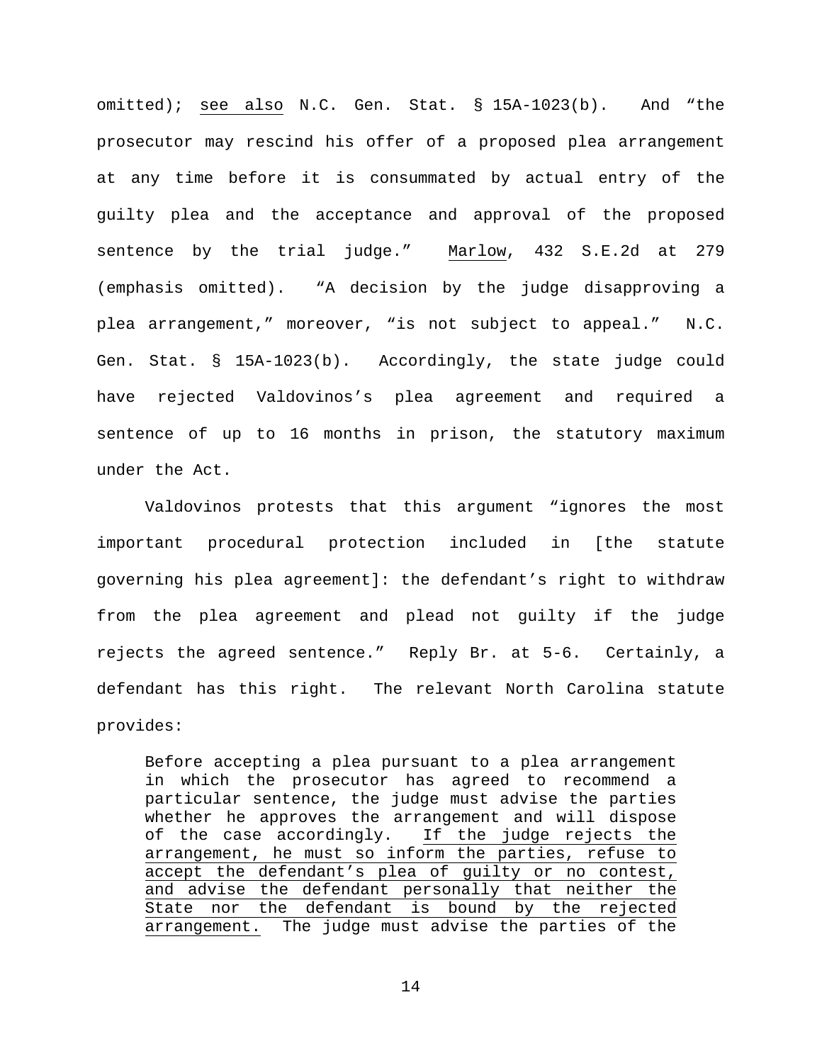omitted); see also N.C. Gen. Stat. § 15A-1023(b). And "the prosecutor may rescind his offer of a proposed plea arrangement at any time before it is consummated by actual entry of the guilty plea and the acceptance and approval of the proposed sentence by the trial judge." Marlow, 432 S.E.2d at 279 (emphasis omitted). "A decision by the judge disapproving a plea arrangement," moreover, "is not subject to appeal." N.C. Gen. Stat. § 15A-1023(b). Accordingly, the state judge could have rejected Valdovinos's plea agreement and required a sentence of up to 16 months in prison, the statutory maximum under the Act.

Valdovinos protests that this argument "ignores the most important procedural protection included in [the statute governing his plea agreement]: the defendant's right to withdraw from the plea agreement and plead not guilty if the judge rejects the agreed sentence." Reply Br. at 5-6. Certainly, a defendant has this right. The relevant North Carolina statute provides:

> Before accepting a plea pursuant to a plea arrangement in which the prosecutor has agreed to recommend a particular sentence, the judge must advise the parties whether he approves the arrangement and will dispose of the case accordingly. <u>If the judge rejects the arrangement, he must so inform the parties, refuse to accept the defendant's plea of guilty or no contest, and advise the defendant personally that neither the State nor the defendant is bound by the rejected arrangement.</u> The judge must advise the parties of the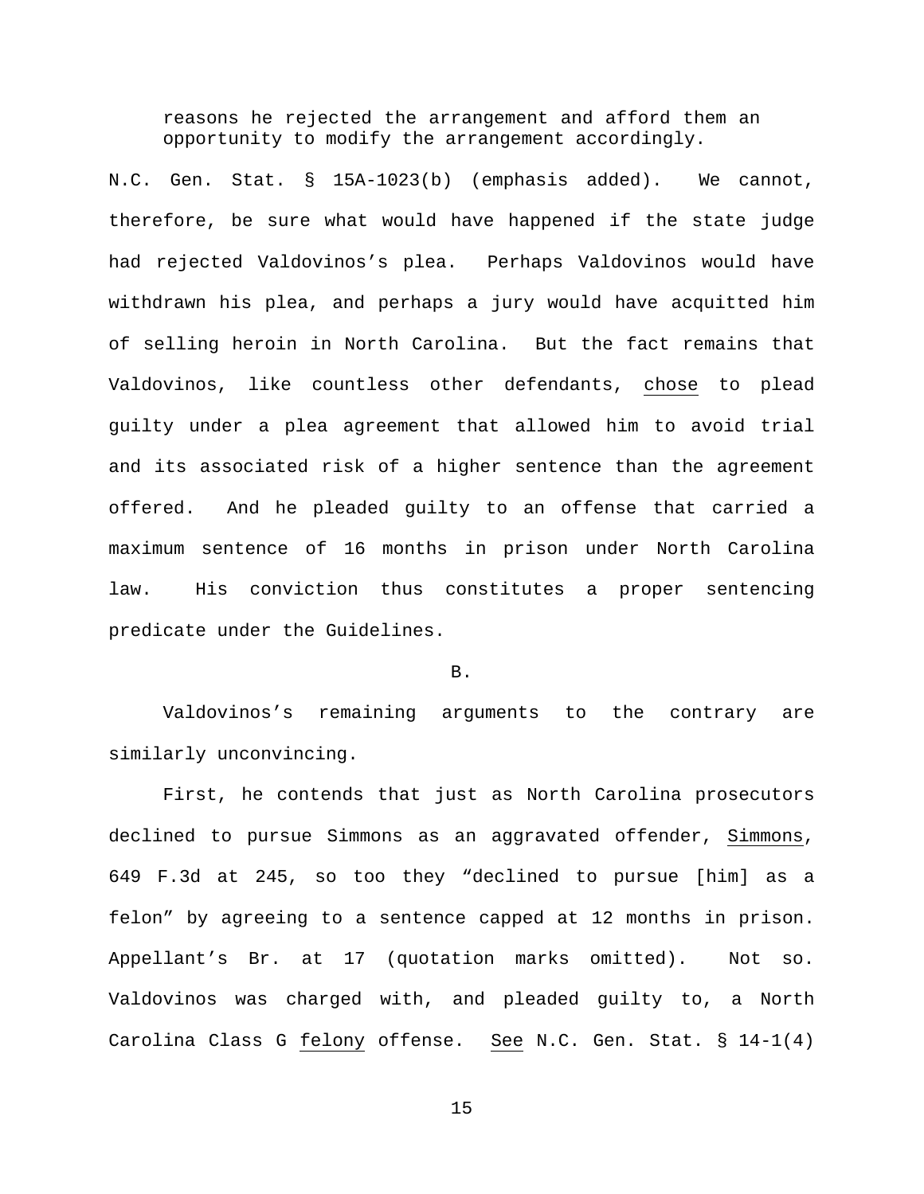> reasons he rejected the arrangement and afford them an opportunity to modify the arrangement accordingly.

N.C. Gen. Stat. § 15A-1023(b) (emphasis added). We cannot, therefore, be sure what would have happened if the state judge had rejected Valdovinos's plea. Perhaps Valdovinos would have withdrawn his plea, and perhaps a jury would have acquitted him of selling heroin in North Carolina. But the fact remains that Valdovinos, like countless other defendants, chose to plead guilty under a plea agreement that allowed him to avoid trial and its associated risk of a higher sentence than the agreement offered. And he pleaded guilty to an offense that carried a maximum sentence of 16 months in prison under North Carolina law. His conviction thus constitutes a proper sentencing predicate under the Guidelines.

B.

Valdovinos's remaining arguments to the contrary are similarly unconvincing.

First, he contends that just as North Carolina prosecutors declined to pursue Simmons as an aggravated offender, Simmons, 649 F.3d at 245, so too they "declined to pursue [him] as a felon" by agreeing to a sentence capped at 12 months in prison. Appellant's Br. at 17 (quotation marks omitted). Not so. Valdovinos was charged with, and pleaded guilty to, a North Carolina Class G felony offense. See N.C. Gen. Stat. § 14-1(4)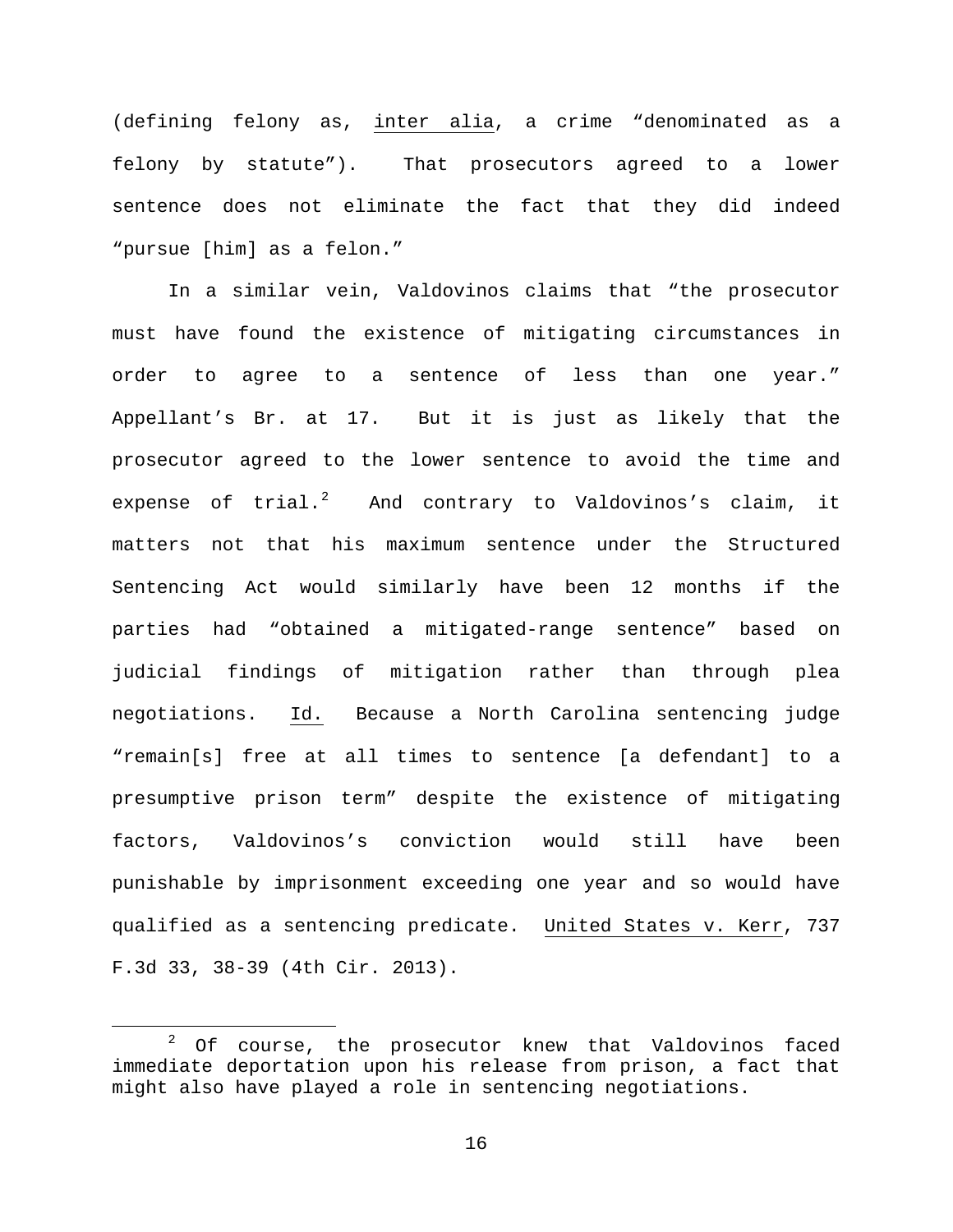(defining felony as, inter alia, a crime "denominated as a felony by statute"). That prosecutors agreed to a lower sentence does not eliminate the fact that they did indeed "pursue [him] as a felon."

In a similar vein, Valdovinos claims that "the prosecutor must have found the existence of mitigating circumstances in order to agree to a sentence of less than one year." Appellant's Br. at 17. But it is just as likely that the prosecutor agreed to the lower sentence to avoid the time and expense of trial.[2] And contrary to Valdovinos's claim, it matters not that his maximum sentence under the Structured Sentencing Act would similarly have been 12 months if the parties had "obtained a mitigated-range sentence" based on judicial findings of mitigation rather than through plea negotiations. Id. Because a North Carolina sentencing judge "remain[s] free at all times to sentence [a defendant] to a presumptive prison term" despite the existence of mitigating factors, Valdovinos's conviction would still have been punishable by imprisonment exceeding one year and so would have qualified as a sentencing predicate. United States v. Kerr, 737 F.3d 33, 38-39 (4th Cir. 2013).

[2] Of course, the prosecutor knew that Valdovinos faced immediate deportation upon his release from prison, a fact that might also have played a role in sentencing negotiations.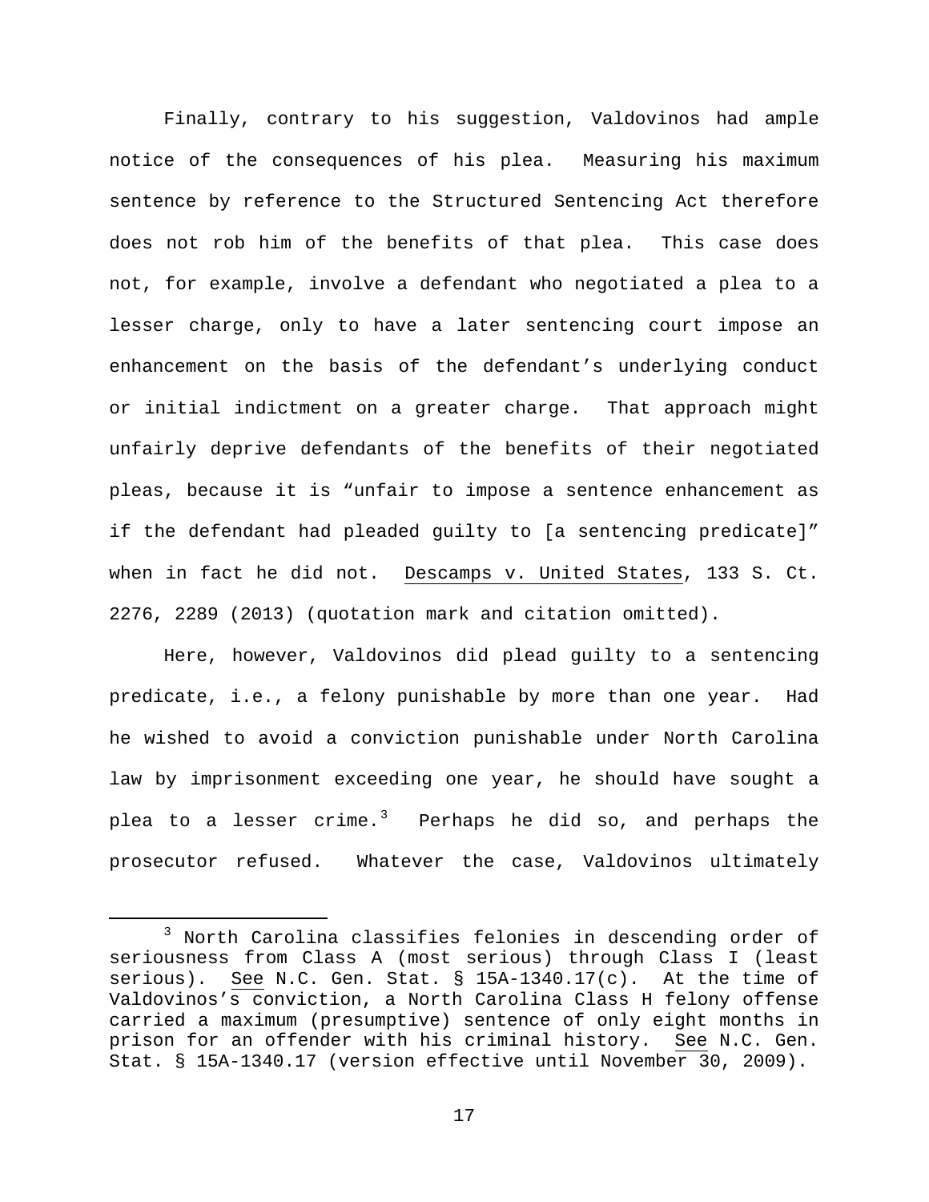Finally, contrary to his suggestion, Valdovinos had ample notice of the consequences of his plea. Measuring his maximum sentence by reference to the Structured Sentencing Act therefore does not rob him of the benefits of that plea. This case does not, for example, involve a defendant who negotiated a plea to a lesser charge, only to have a later sentencing court impose an enhancement on the basis of the defendant's underlying conduct or initial indictment on a greater charge. That approach might unfairly deprive defendants of the benefits of their negotiated pleas, because it is "unfair to impose a sentence enhancement as if the defendant had pleaded guilty to [a sentencing predicate]" when in fact he did not. Descamps v. United States, 133 S. Ct. 2276, 2289 (2013) (quotation mark and citation omitted).

Here, however, Valdovinos did plead guilty to a sentencing predicate, i.e., a felony punishable by more than one year. Had he wished to avoid a conviction punishable under North Carolina law by imprisonment exceeding one year, he should have sought a plea to a lesser crime.[3] Perhaps he did so, and perhaps the prosecutor refused. Whatever the case, Valdovinos ultimately

[3] North Carolina classifies felonies in descending order of seriousness from Class A (most serious) through Class I (least serious). See N.C. Gen. Stat. § 15A-1340.17(c). At the time of Valdovinos's conviction, a North Carolina Class H felony offense carried a maximum (presumptive) sentence of only eight months in prison for an offender with his criminal history. See N.C. Gen. Stat. § 15A-1340.17 (version effective until November 30, 2009).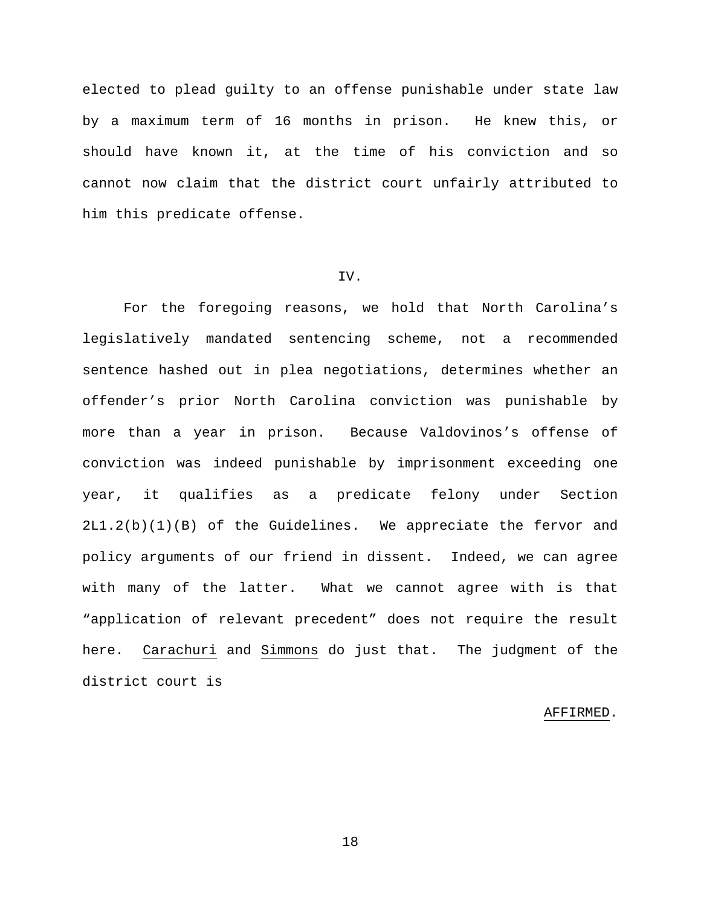elected to plead guilty to an offense punishable under state law by a maximum term of 16 months in prison. He knew this, or should have known it, at the time of his conviction and so cannot now claim that the district court unfairly attributed to him this predicate offense.

## IV.

For the foregoing reasons, we hold that North Carolina's legislatively mandated sentencing scheme, not a recommended sentence hashed out in plea negotiations, determines whether an offender's prior North Carolina conviction was punishable by more than a year in prison. Because Valdovinos's offense of conviction was indeed punishable by imprisonment exceeding one year, it qualifies as a predicate felony under Section 2L1.2(b)(1)(B) of the Guidelines. We appreciate the fervor and policy arguments of our friend in dissent. Indeed, we can agree with many of the latter. What we cannot agree with is that "application of relevant precedent" does not require the result here. Carachuri and Simmons do just that. The judgment of the district court is

AFFIRMED.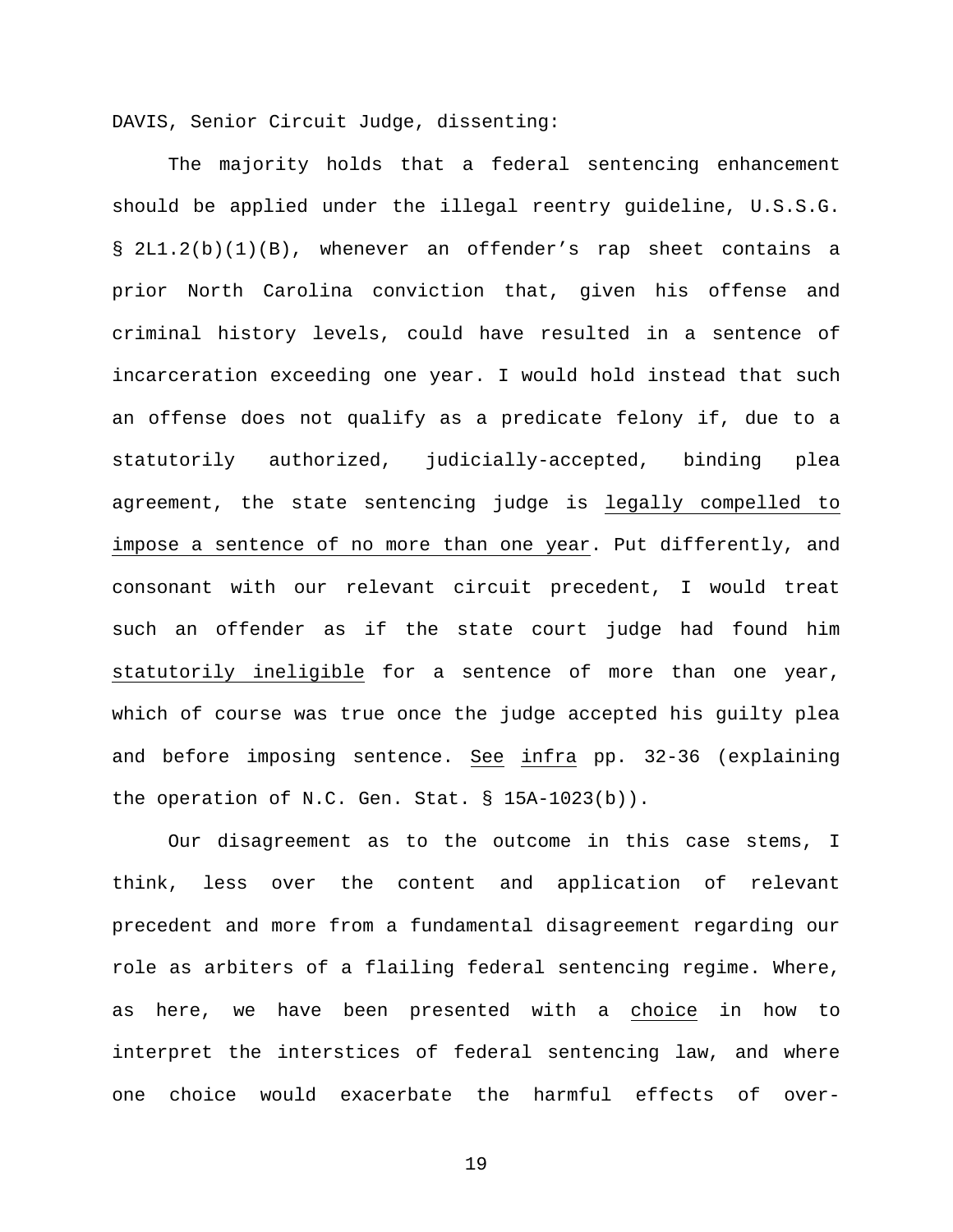DAVIS, Senior Circuit Judge, dissenting:

The majority holds that a federal sentencing enhancement should be applied under the illegal reentry guideline, U.S.S.G. § 2L1.2(b)(1)(B), whenever an offender's rap sheet contains a prior North Carolina conviction that, given his offense and criminal history levels, could have resulted in a sentence of incarceration exceeding one year. I would hold instead that such an offense does not qualify as a predicate felony if, due to a statutorily authorized, judicially-accepted, binding plea agreement, the state sentencing judge is <u>legally compelled to impose a sentence of no more than one year</u>. Put differently, and consonant with our relevant circuit precedent, I would treat such an offender as if the state court judge had found him <u>statutorily ineligible</u> for a sentence of more than one year, which of course was true once the judge accepted his guilty plea and before imposing sentence. <u>See</u> <u>infra</u> pp. 32-36 (explaining the operation of N.C. Gen. Stat. § 15A-1023(b)).

Our disagreement as to the outcome in this case stems, I think, less over the content and application of relevant precedent and more from a fundamental disagreement regarding our role as arbiters of a flailing federal sentencing regime. Where, as here, we have been presented with a <u>choice</u> in how to interpret the interstices of federal sentencing law, and where one choice would exacerbate the harmful effects of over-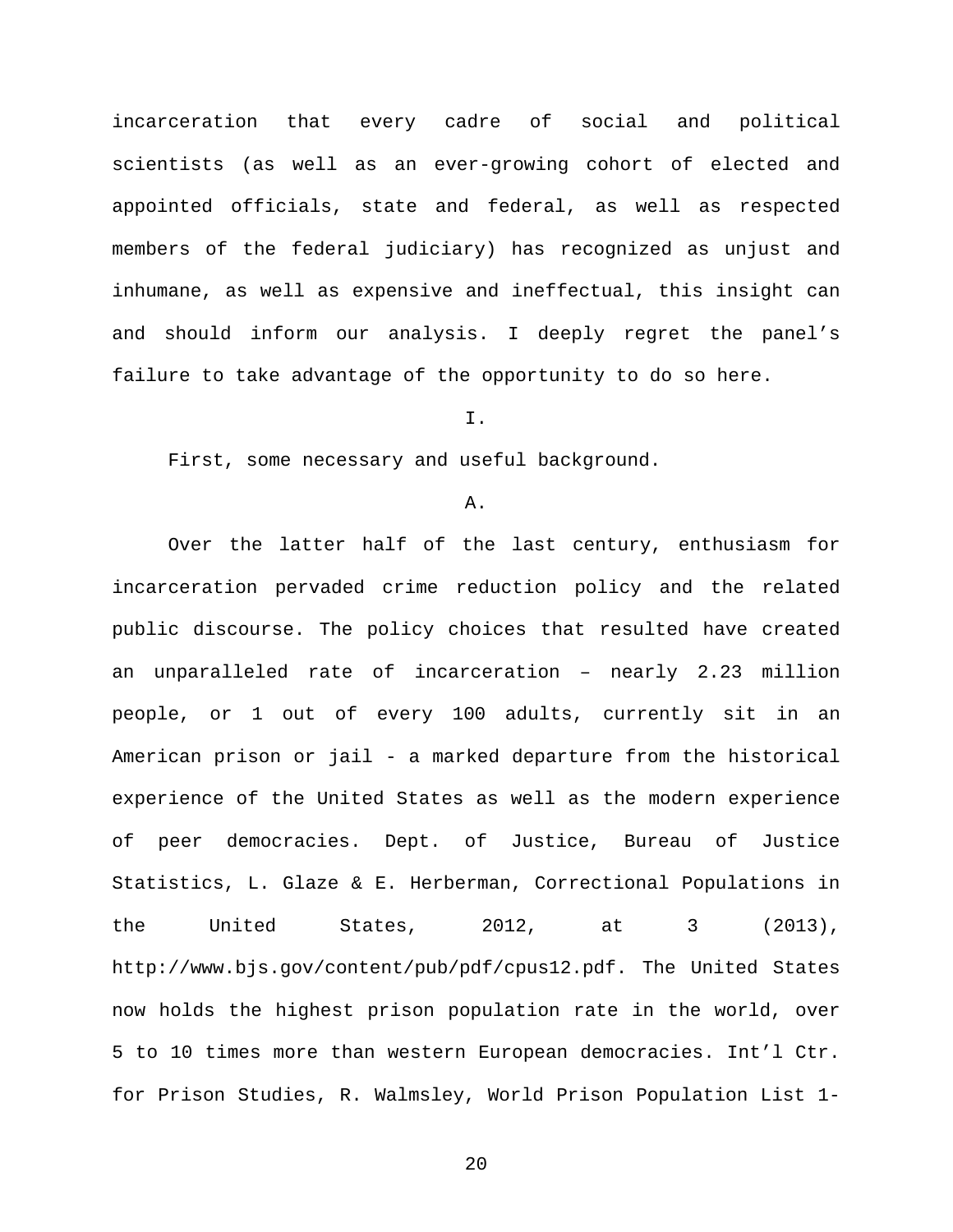incarceration that every cadre of social and political scientists (as well as an ever-growing cohort of elected and appointed officials, state and federal, as well as respected members of the federal judiciary) has recognized as unjust and inhumane, as well as expensive and ineffectual, this insight can and should inform our analysis. I deeply regret the panel's failure to take advantage of the opportunity to do so here.

I.

First, some necessary and useful background.

A.

Over the latter half of the last century, enthusiasm for incarceration pervaded crime reduction policy and the related public discourse. The policy choices that resulted have created an unparalleled rate of incarceration – nearly 2.23 million people, or 1 out of every 100 adults, currently sit in an American prison or jail - a marked departure from the historical experience of the United States as well as the modern experience of peer democracies. Dept. of Justice, Bureau of Justice Statistics, L. Glaze & E. Herberman, Correctional Populations in the United States, 2012, at 3 (2013), http://www.bjs.gov/content/pub/pdf/cpus12.pdf. The United States now holds the highest prison population rate in the world, over 5 to 10 times more than western European democracies. Int'l Ctr. for Prison Studies, R. Walmsley, World Prison Population List 1-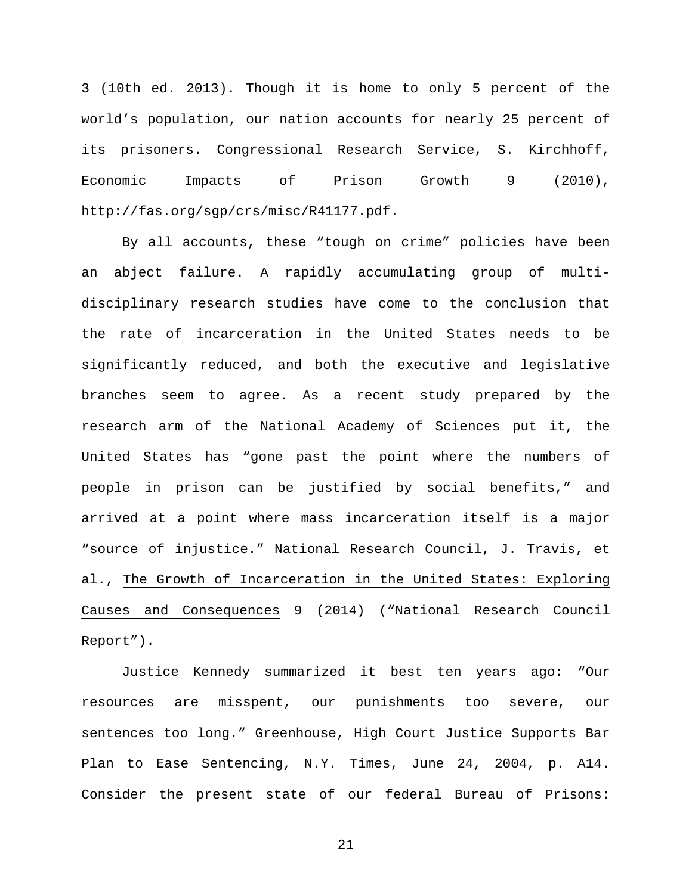3 (10th ed. 2013). Though it is home to only 5 percent of the world's population, our nation accounts for nearly 25 percent of its prisoners. Congressional Research Service, S. Kirchhoff, Economic Impacts of Prison Growth 9 (2010), http://fas.org/sgp/crs/misc/R41177.pdf.

By all accounts, these "tough on crime" policies have been an abject failure. A rapidly accumulating group of multi-disciplinary research studies have come to the conclusion that the rate of incarceration in the United States needs to be significantly reduced, and both the executive and legislative branches seem to agree. As a recent study prepared by the research arm of the National Academy of Sciences put it, the United States has "gone past the point where the numbers of people in prison can be justified by social benefits," and arrived at a point where mass incarceration itself is a major "source of injustice." National Research Council, J. Travis, et al., The Growth of Incarceration in the United States: Exploring Causes and Consequences 9 (2014) ("National Research Council Report").

Justice Kennedy summarized it best ten years ago: "Our resources are misspent, our punishments too severe, our sentences too long." Greenhouse, High Court Justice Supports Bar Plan to Ease Sentencing, N.Y. Times, June 24, 2004, p. A14. Consider the present state of our federal Bureau of Prisons: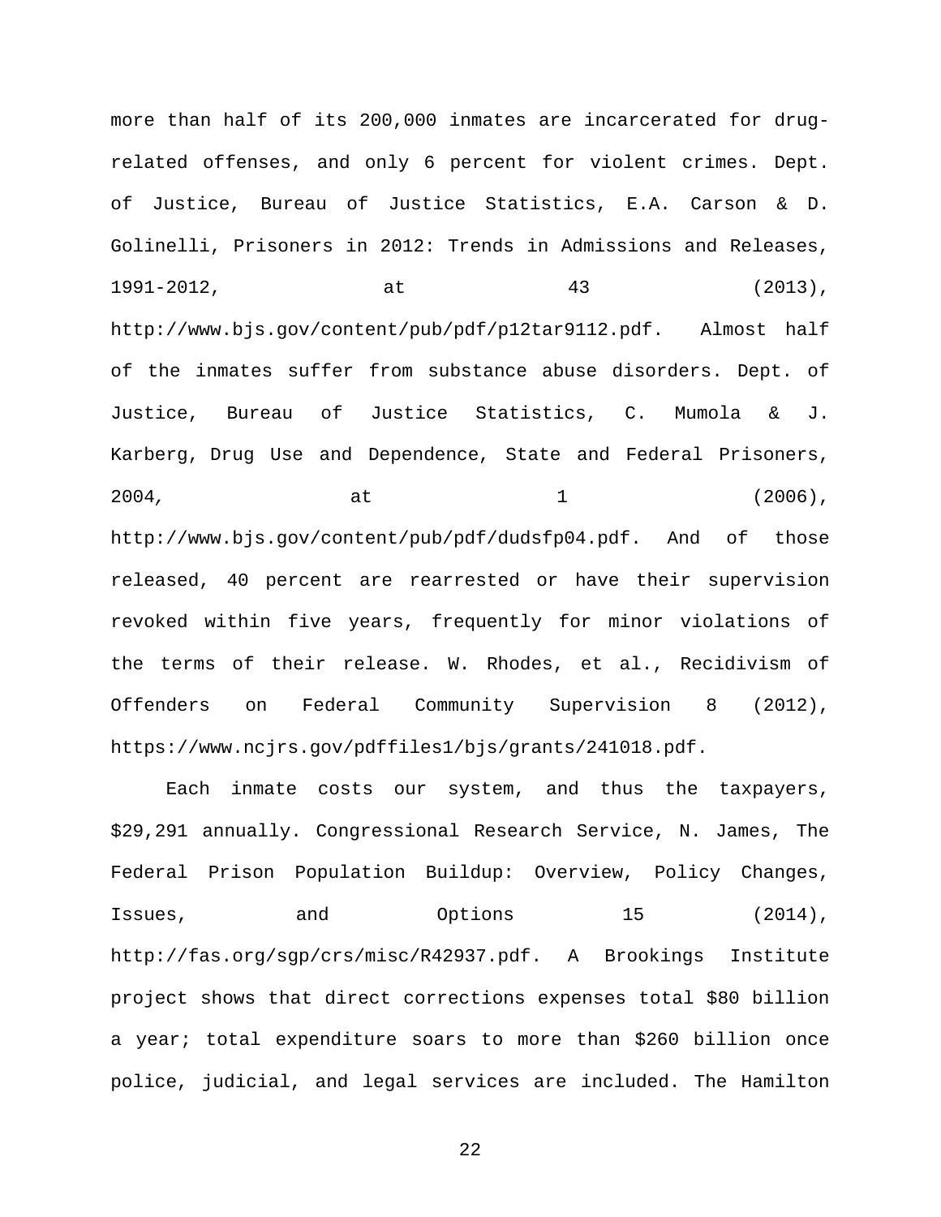more than half of its 200,000 inmates are incarcerated for drug-related offenses, and only 6 percent for violent crimes. Dept. of Justice, Bureau of Justice Statistics, E.A. Carson & D. Golinelli, Prisoners in 2012: Trends in Admissions and Releases, 1991-2012, at 43 (2013), http://www.bjs.gov/content/pub/pdf/p12tar9112.pdf. Almost half of the inmates suffer from substance abuse disorders. Dept. of Justice, Bureau of Justice Statistics, C. Mumola & J. Karberg, Drug Use and Dependence, State and Federal Prisoners, 2004, at 1 (2006), http://www.bjs.gov/content/pub/pdf/dudsfp04.pdf. And of those released, 40 percent are rearrested or have their supervision revoked within five years, frequently for minor violations of the terms of their release. W. Rhodes, et al., Recidivism of Offenders on Federal Community Supervision 8 (2012), https://www.ncjrs.gov/pdffiles1/bjs/grants/241018.pdf.

Each inmate costs our system, and thus the taxpayers, $29,291 annually. Congressional Research Service, N. James, The Federal Prison Population Buildup: Overview, Policy Changes, Issues, and Options 15 (2014), http://fas.org/sgp/crs/misc/R42937.pdf. A Brookings Institute project shows that direct corrections expenses total $80 billion a year; total expenditure soars to more than $260 billion once police, judicial, and legal services are included. The Hamilton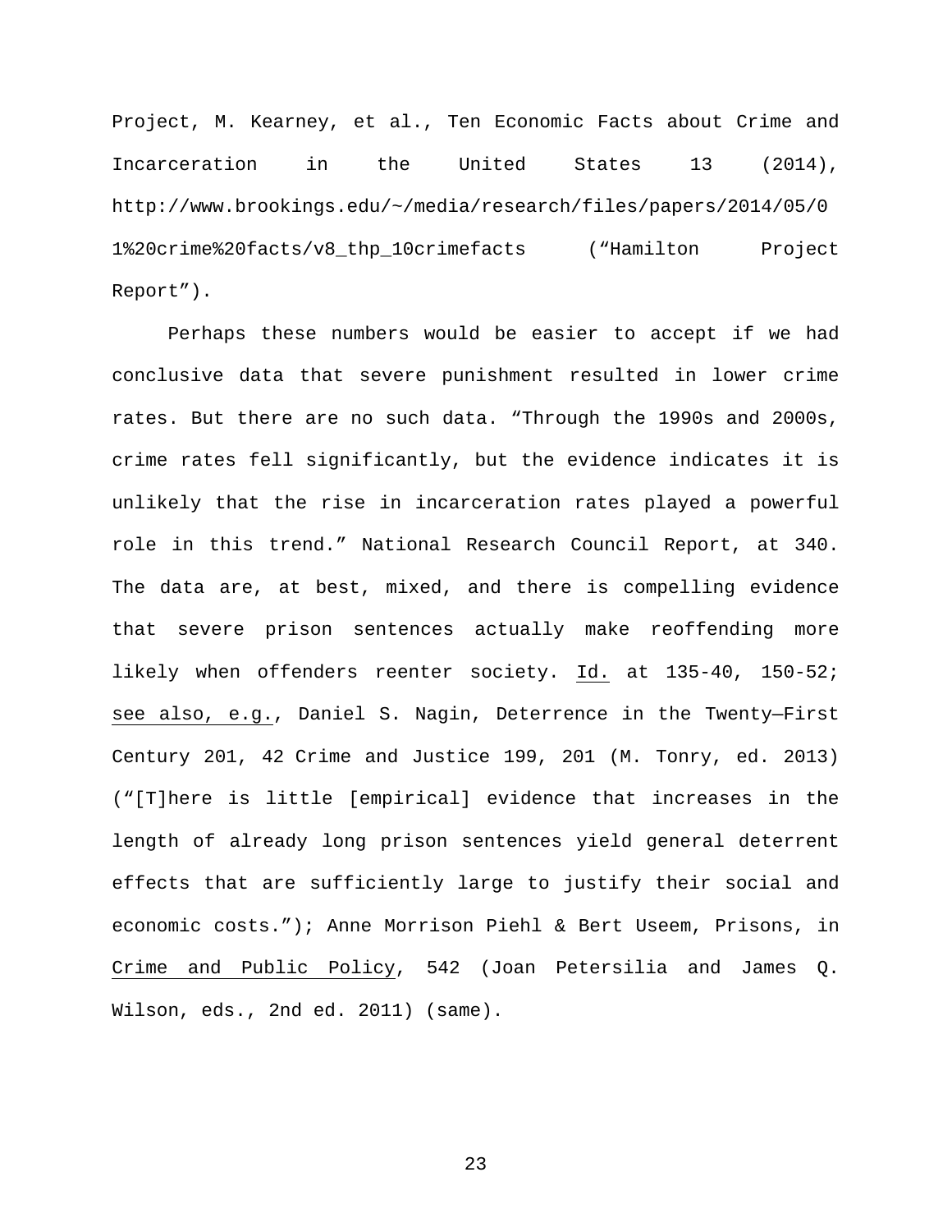Project, M. Kearney, et al., Ten Economic Facts about Crime and Incarceration in the United States 13 (2014), http://www.brookings.edu/~/media/research/files/papers/2014/05/01%20crime%20facts/v8_thp_10crimefacts ("Hamilton Project Report").

Perhaps these numbers would be easier to accept if we had conclusive data that severe punishment resulted in lower crime rates. But there are no such data. "Through the 1990s and 2000s, crime rates fell significantly, but the evidence indicates it is unlikely that the rise in incarceration rates played a powerful role in this trend." National Research Council Report, at 340. The data are, at best, mixed, and there is compelling evidence that severe prison sentences actually make reoffending more likely when offenders reenter society. Id. at 135-40, 150-52; see also, e.g., Daniel S. Nagin, Deterrence in the Twenty—First Century 201, 42 Crime and Justice 199, 201 (M. Tonry, ed. 2013) ("[T]here is little [empirical] evidence that increases in the length of already long prison sentences yield general deterrent effects that are sufficiently large to justify their social and economic costs."); Anne Morrison Piehl & Bert Useem, Prisons, in Crime and Public Policy, 542 (Joan Petersilia and James Q. Wilson, eds., 2nd ed. 2011) (same).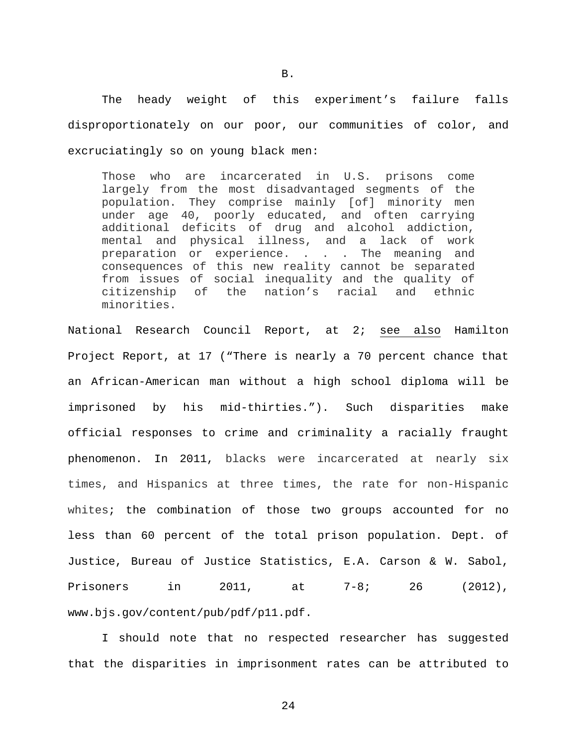B.

The heady weight of this experiment's failure falls disproportionately on our poor, our communities of color, and excruciatingly so on young black men:

> Those who are incarcerated in U.S. prisons come largely from the most disadvantaged segments of the population. They comprise mainly [of] minority men under age 40, poorly educated, and often carrying additional deficits of drug and alcohol addiction, mental and physical illness, and a lack of work preparation or experience. . . . The meaning and consequences of this new reality cannot be separated from issues of social inequality and the quality of citizenship of the nation's racial and ethnic minorities.

National Research Council Report, at 2; see also Hamilton Project Report, at 17 ("There is nearly a 70 percent chance that an African-American man without a high school diploma will be imprisoned by his mid-thirties."). Such disparities make official responses to crime and criminality a racially fraught phenomenon. In 2011, blacks were incarcerated at nearly six times, and Hispanics at three times, the rate for non-Hispanic whites; the combination of those two groups accounted for no less than 60 percent of the total prison population. Dept. of Justice, Bureau of Justice Statistics, E.A. Carson & W. Sabol, Prisoners in 2011, at 7-8; 26 (2012), www.bjs.gov/content/pub/pdf/p11.pdf.

I should note that no respected researcher has suggested that the disparities in imprisonment rates can be attributed to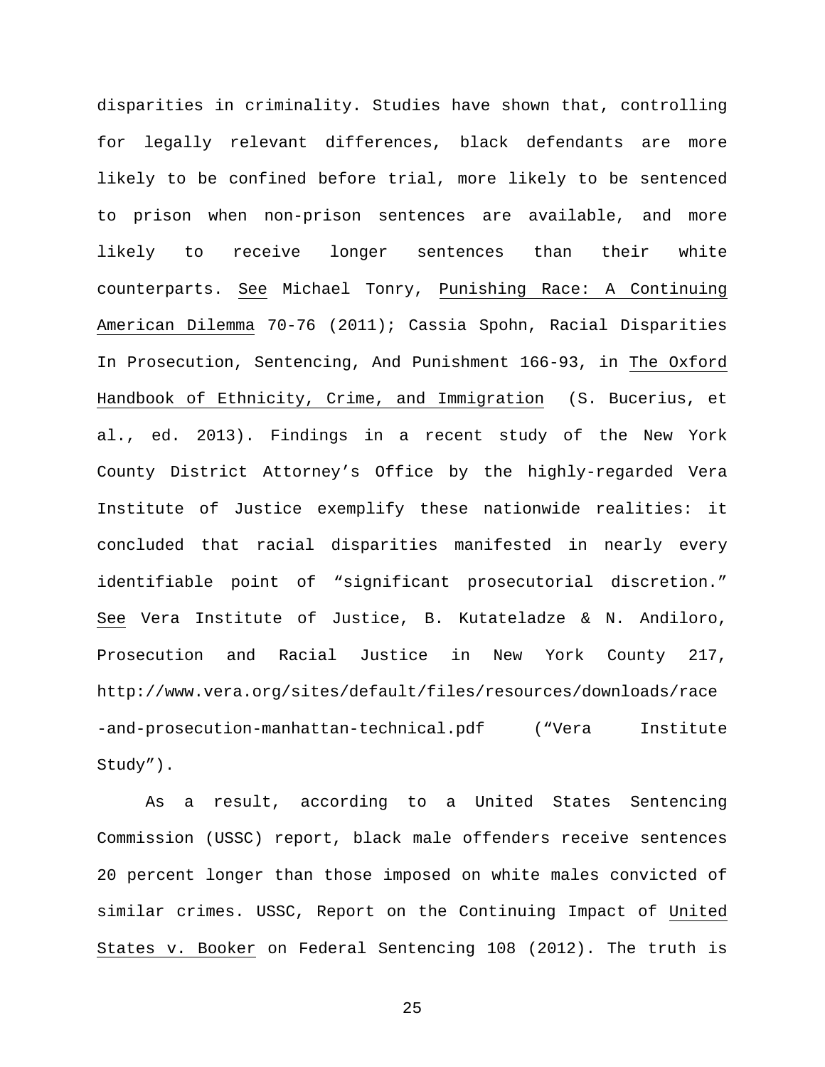disparities in criminality. Studies have shown that, controlling for legally relevant differences, black defendants are more likely to be confined before trial, more likely to be sentenced to prison when non-prison sentences are available, and more likely to receive longer sentences than their white counterparts. See Michael Tonry, Punishing Race: A Continuing American Dilemma 70-76 (2011); Cassia Spohn, Racial Disparities In Prosecution, Sentencing, And Punishment 166-93, in The Oxford Handbook of Ethnicity, Crime, and Immigration (S. Bucerius, et al., ed. 2013). Findings in a recent study of the New York County District Attorney's Office by the highly-regarded Vera Institute of Justice exemplify these nationwide realities: it concluded that racial disparities manifested in nearly every identifiable point of "significant prosecutorial discretion." See Vera Institute of Justice, B. Kutateladze & N. Andiloro, Prosecution and Racial Justice in New York County 217, http://www.vera.org/sites/default/files/resources/downloads/race-and-prosecution-manhattan-technical.pdf ("Vera Institute Study").

As a result, according to a United States Sentencing Commission (USSC) report, black male offenders receive sentences 20 percent longer than those imposed on white males convicted of similar crimes. USSC, Report on the Continuing Impact of United States v. Booker on Federal Sentencing 108 (2012). The truth is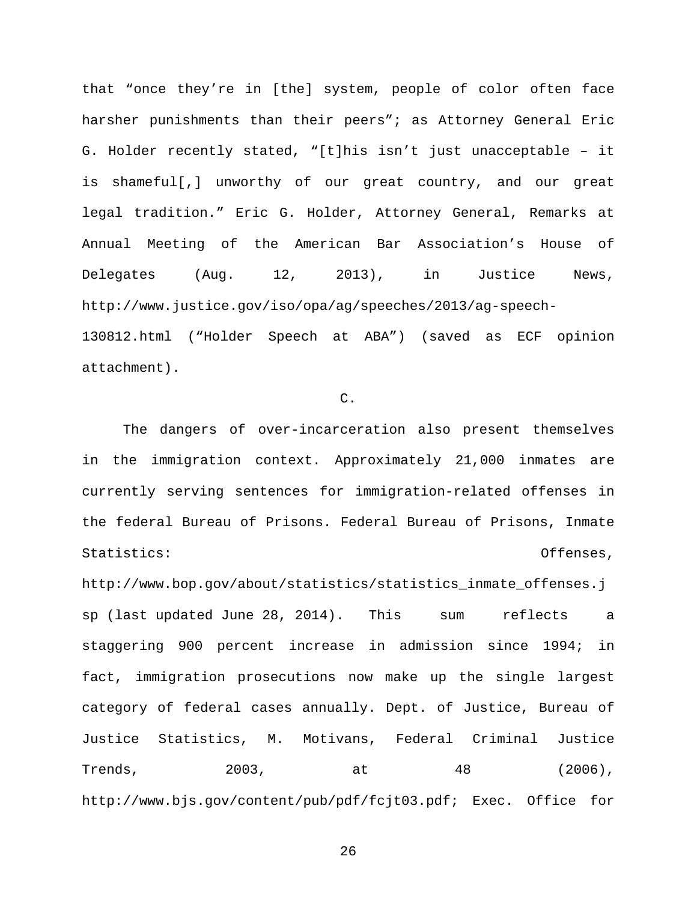that "once they're in [the] system, people of color often face harsher punishments than their peers"; as Attorney General Eric G. Holder recently stated, "[t]his isn't just unacceptable – it is shameful[,] unworthy of our great country, and our great legal tradition." Eric G. Holder, Attorney General, Remarks at Annual Meeting of the American Bar Association's House of Delegates (Aug. 12, 2013), in Justice News, http://www.justice.gov/iso/opa/ag/speeches/2013/ag-speech-130812.html ("Holder Speech at ABA") (saved as ECF opinion attachment).

C.

The dangers of over-incarceration also present themselves in the immigration context. Approximately 21,000 inmates are currently serving sentences for immigration-related offenses in the federal Bureau of Prisons. Federal Bureau of Prisons, Inmate Statistics: Offenses, http://www.bop.gov/about/statistics/statistics_inmate_offenses.jsp (last updated June 28, 2014). This sum reflects a staggering 900 percent increase in admission since 1994; in fact, immigration prosecutions now make up the single largest category of federal cases annually. Dept. of Justice, Bureau of Justice Statistics, M. Motivans, Federal Criminal Justice Trends, 2003, at 48 (2006), http://www.bjs.gov/content/pub/pdf/fcjt03.pdf; Exec. Office for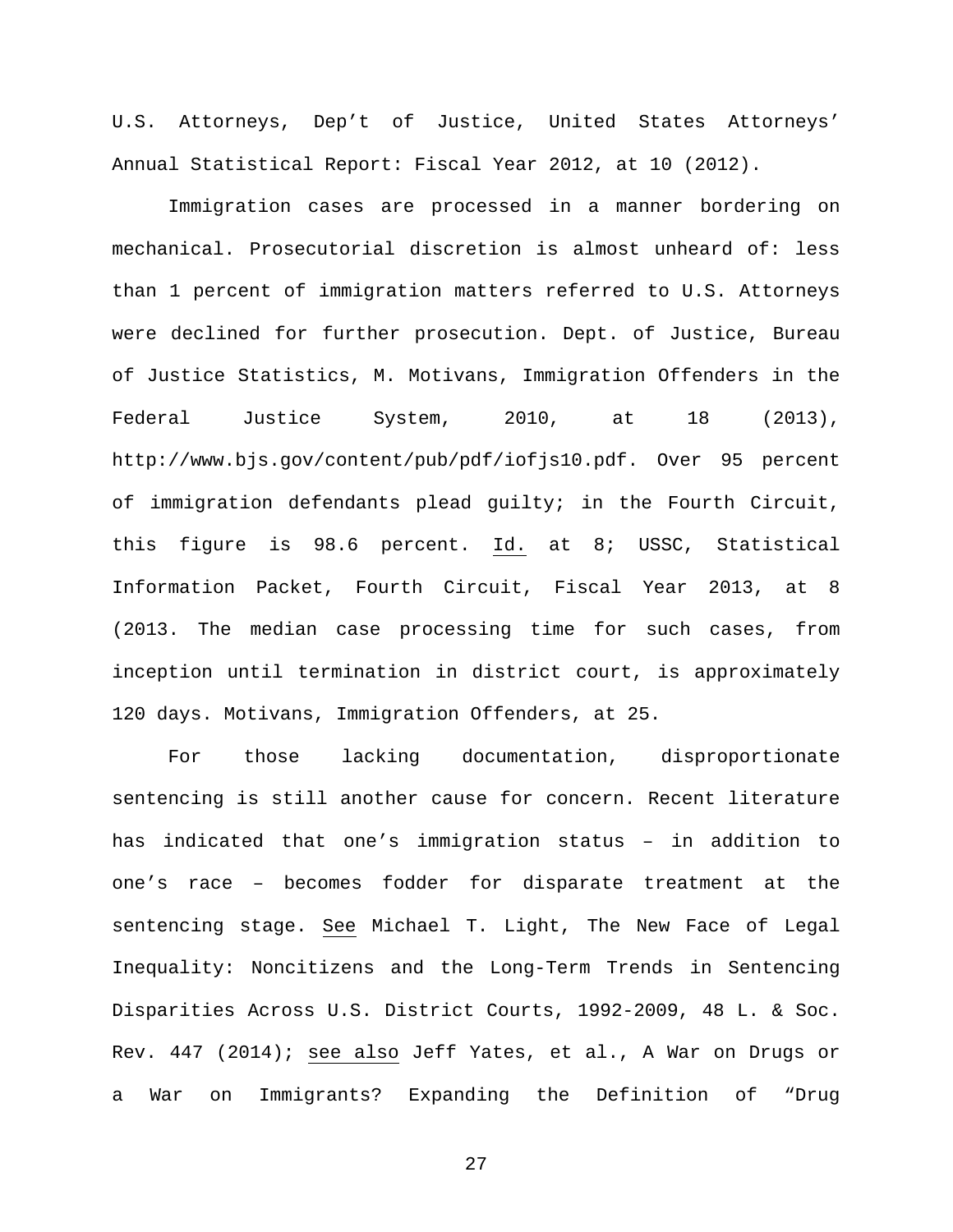U.S. Attorneys, Dep't of Justice, United States Attorneys' Annual Statistical Report: Fiscal Year 2012, at 10 (2012).

Immigration cases are processed in a manner bordering on mechanical. Prosecutorial discretion is almost unheard of: less than 1 percent of immigration matters referred to U.S. Attorneys were declined for further prosecution. Dept. of Justice, Bureau of Justice Statistics, M. Motivans, Immigration Offenders in the Federal Justice System, 2010, at 18 (2013), http://www.bjs.gov/content/pub/pdf/iofjs10.pdf. Over 95 percent of immigration defendants plead guilty; in the Fourth Circuit, this figure is 98.6 percent. Id. at 8; USSC, Statistical Information Packet, Fourth Circuit, Fiscal Year 2013, at 8 (2013. The median case processing time for such cases, from inception until termination in district court, is approximately 120 days. Motivans, Immigration Offenders, at 25.

For those lacking documentation, disproportionate sentencing is still another cause for concern. Recent literature has indicated that one's immigration status – in addition to one's race – becomes fodder for disparate treatment at the sentencing stage. See Michael T. Light, The New Face of Legal Inequality: Noncitizens and the Long-Term Trends in Sentencing Disparities Across U.S. District Courts, 1992-2009, 48 L. & Soc. Rev. 447 (2014); see also Jeff Yates, et al., A War on Drugs or a War on Immigrants? Expanding the Definition of "Drug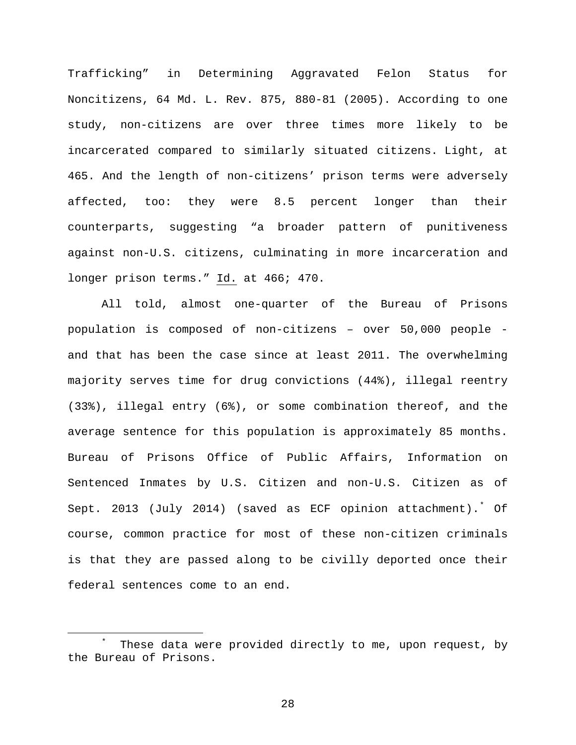Trafficking" in Determining Aggravated Felon Status for Noncitizens, 64 Md. L. Rev. 875, 880-81 (2005). According to one study, non-citizens are over three times more likely to be incarcerated compared to similarly situated citizens. Light, at 465. And the length of non-citizens' prison terms were adversely affected, too: they were 8.5 percent longer than their counterparts, suggesting "a broader pattern of punitiveness against non-U.S. citizens, culminating in more incarceration and longer prison terms." Id. at 466; 470.

All told, almost one-quarter of the Bureau of Prisons population is composed of non-citizens – over 50,000 people - and that has been the case since at least 2011. The overwhelming majority serves time for drug convictions (44%), illegal reentry (33%), illegal entry (6%), or some combination thereof, and the average sentence for this population is approximately 85 months. Bureau of Prisons Office of Public Affairs, Information on Sentenced Inmates by U.S. Citizen and non-U.S. Citizen as of Sept. 2013 (July 2014) (saved as ECF opinion attachment).[*] Of course, common practice for most of these non-citizen criminals is that they are passed along to be civilly deported once their federal sentences come to an end.

---

[*] These data were provided directly to me, upon request, by the Bureau of Prisons.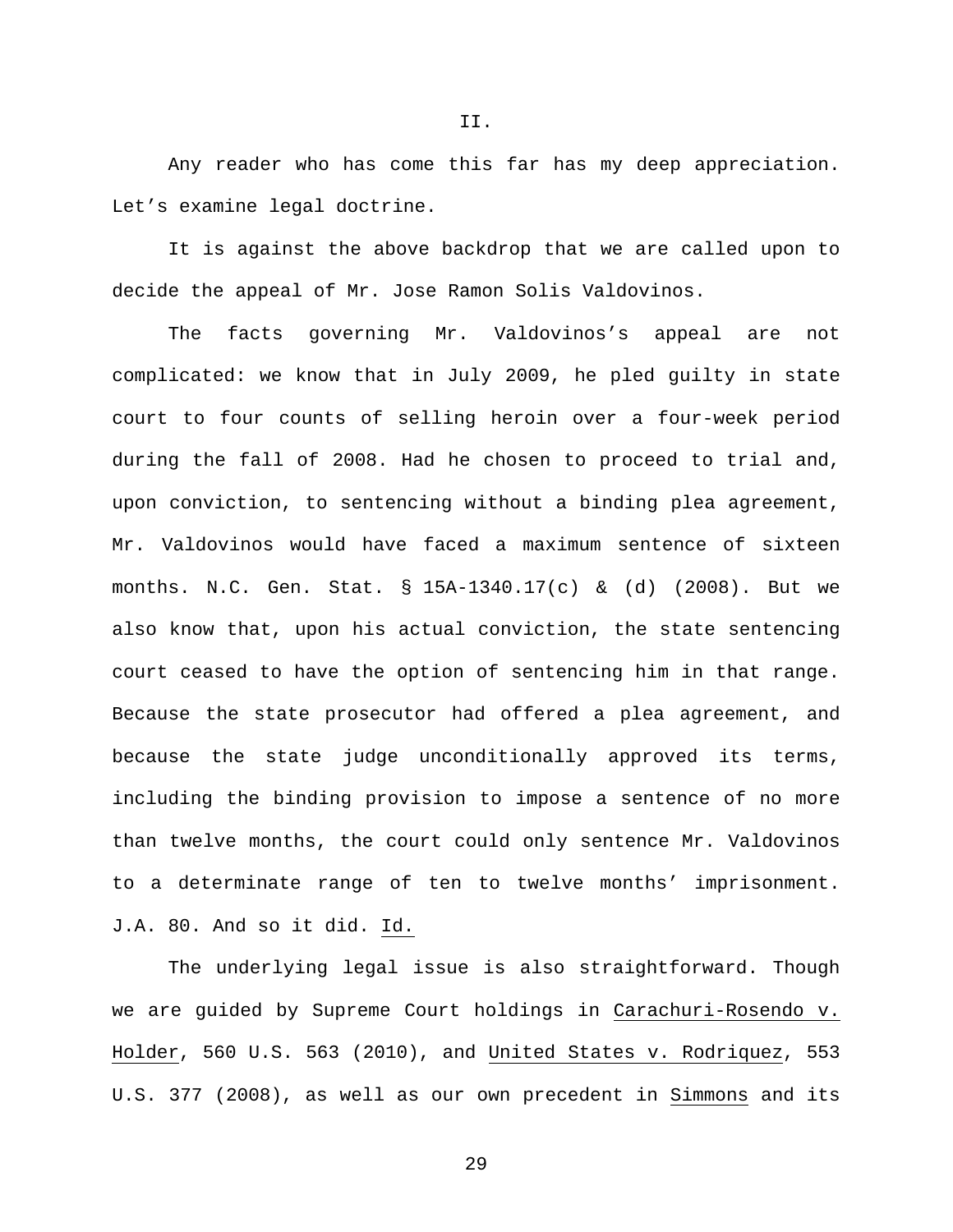II.

Any reader who has come this far has my deep appreciation. Let's examine legal doctrine.

It is against the above backdrop that we are called upon to decide the appeal of Mr. Jose Ramon Solis Valdovinos.

The facts governing Mr. Valdovinos's appeal are not complicated: we know that in July 2009, he pled guilty in state court to four counts of selling heroin over a four-week period during the fall of 2008. Had he chosen to proceed to trial and, upon conviction, to sentencing without a binding plea agreement, Mr. Valdovinos would have faced a maximum sentence of sixteen months. N.C. Gen. Stat. § 15A-1340.17(c) & (d) (2008). But we also know that, upon his actual conviction, the state sentencing court ceased to have the option of sentencing him in that range. Because the state prosecutor had offered a plea agreement, and because the state judge unconditionally approved its terms, including the binding provision to impose a sentence of no more than twelve months, the court could only sentence Mr. Valdovinos to a determinate range of ten to twelve months' imprisonment. J.A. 80. And so it did. Id.

The underlying legal issue is also straightforward. Though we are guided by Supreme Court holdings in Carachuri-Rosendo v. Holder, 560 U.S. 563 (2010), and United States v. Rodriquez, 553 U.S. 377 (2008), as well as our own precedent in Simmons and its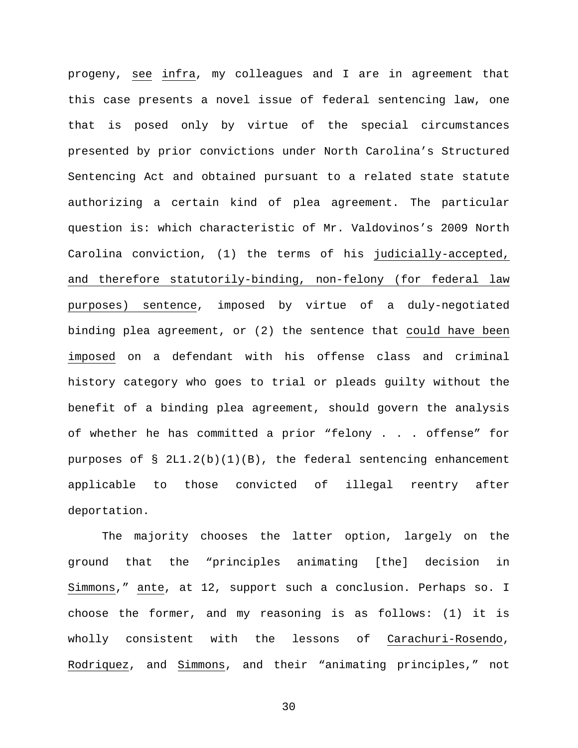progeny, _see_ _infra_, my colleagues and I are in agreement that this case presents a novel issue of federal sentencing law, one that is posed only by virtue of the special circumstances presented by prior convictions under North Carolina's Structured Sentencing Act and obtained pursuant to a related state statute authorizing a certain kind of plea agreement. The particular question is: which characteristic of Mr. Valdovinos's 2009 North Carolina conviction, (1) the terms of his _judicially-accepted, and therefore statutorily-binding, non-felony (for federal law purposes) sentence_, imposed by virtue of a duly-negotiated binding plea agreement, or (2) the sentence that _could have been imposed_ on a defendant with his offense class and criminal history category who goes to trial or pleads guilty without the benefit of a binding plea agreement, should govern the analysis of whether he has committed a prior "felony . . . offense" for purposes of § 2L1.2(b)(1)(B), the federal sentencing enhancement applicable to those convicted of illegal reentry after deportation.

The majority chooses the latter option, largely on the ground that the "principles animating [the] decision in _Simmons_," _ante_, at 12, support such a conclusion. Perhaps so. I choose the former, and my reasoning is as follows: (1) it is wholly consistent with the lessons of _Carachuri-Rosendo_, _Rodriquez_, and _Simmons_, and their "animating principles," not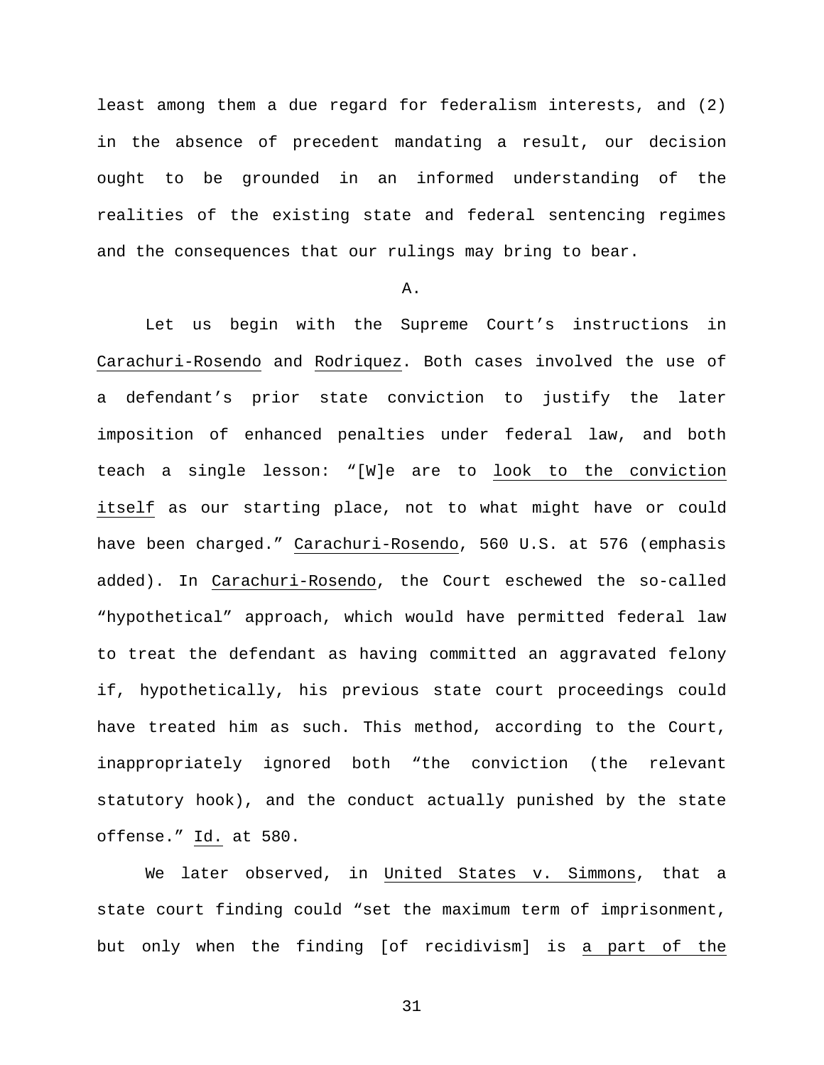least among them a due regard for federalism interests, and (2) in the absence of precedent mandating a result, our decision ought to be grounded in an informed understanding of the realities of the existing state and federal sentencing regimes and the consequences that our rulings may bring to bear.

A.

Let us begin with the Supreme Court's instructions in Carachuri-Rosendo and Rodriquez. Both cases involved the use of a defendant's prior state conviction to justify the later imposition of enhanced penalties under federal law, and both teach a single lesson: "[W]e are to look to the conviction itself as our starting place, not to what might have or could have been charged." Carachuri-Rosendo, 560 U.S. at 576 (emphasis added). In Carachuri-Rosendo, the Court eschewed the so-called "hypothetical" approach, which would have permitted federal law to treat the defendant as having committed an aggravated felony if, hypothetically, his previous state court proceedings could have treated him as such. This method, according to the Court, inappropriately ignored both "the conviction (the relevant statutory hook), and the conduct actually punished by the state offense." Id. at 580.

We later observed, in United States v. Simmons, that a state court finding could "set the maximum term of imprisonment, but only when the finding [of recidivism] is a part of the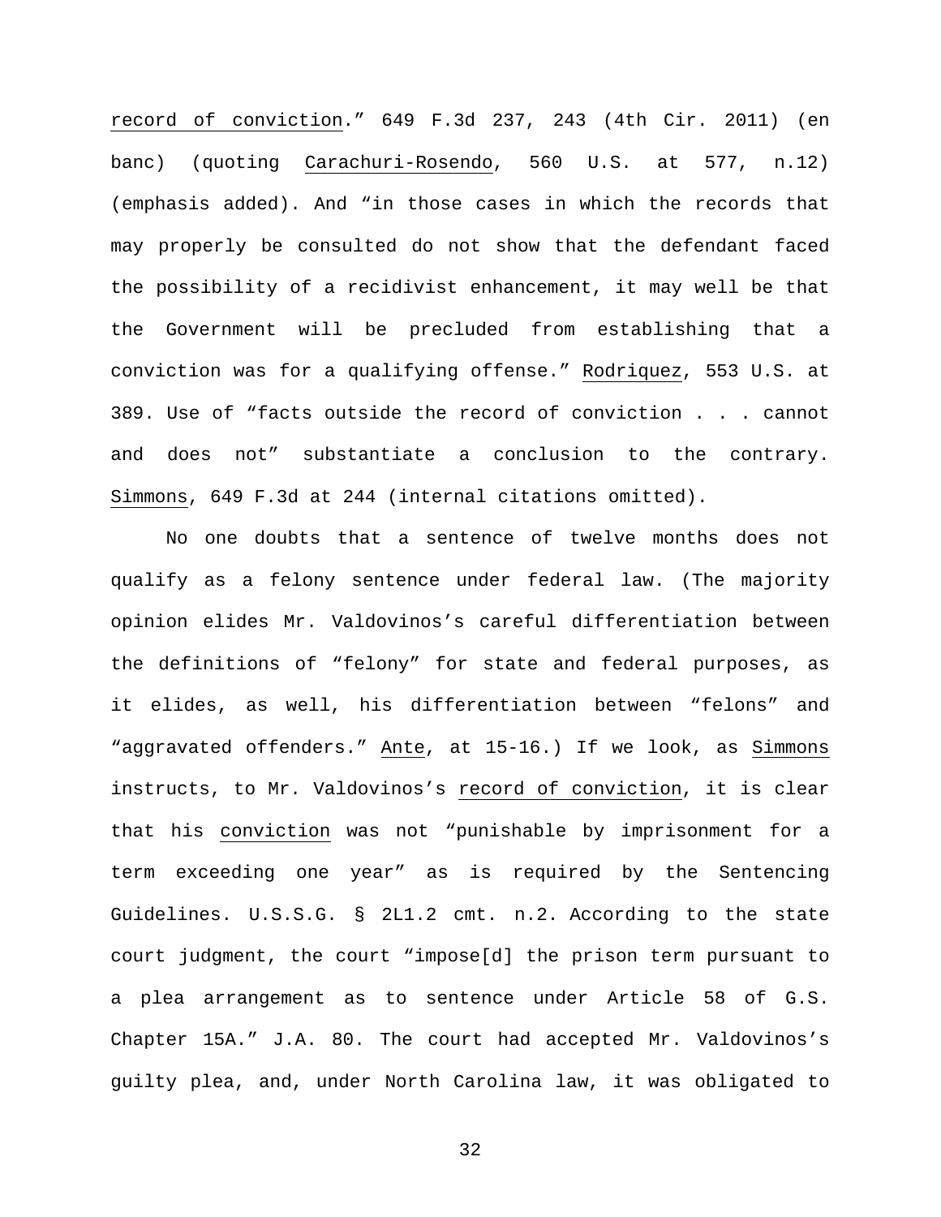record of conviction." 649 F.3d 237, 243 (4th Cir. 2011) (en banc) (quoting Carachuri-Rosendo, 560 U.S. at 577, n.12) (emphasis added). And "in those cases in which the records that may properly be consulted do not show that the defendant faced the possibility of a recidivist enhancement, it may well be that the Government will be precluded from establishing that a conviction was for a qualifying offense." Rodriquez, 553 U.S. at 389. Use of "facts outside the record of conviction . . . cannot and does not" substantiate a conclusion to the contrary. Simmons, 649 F.3d at 244 (internal citations omitted).

No one doubts that a sentence of twelve months does not qualify as a felony sentence under federal law. (The majority opinion elides Mr. Valdovinos's careful differentiation between the definitions of "felony" for state and federal purposes, as it elides, as well, his differentiation between "felons" and "aggravated offenders." Ante, at 15-16.) If we look, as Simmons instructs, to Mr. Valdovinos's record of conviction, it is clear that his conviction was not "punishable by imprisonment for a term exceeding one year" as is required by the Sentencing Guidelines. U.S.S.G. § 2L1.2 cmt. n.2. According to the state court judgment, the court "impose[d] the prison term pursuant to a plea arrangement as to sentence under Article 58 of G.S. Chapter 15A." J.A. 80. The court had accepted Mr. Valdovinos's guilty plea, and, under North Carolina law, it was obligated to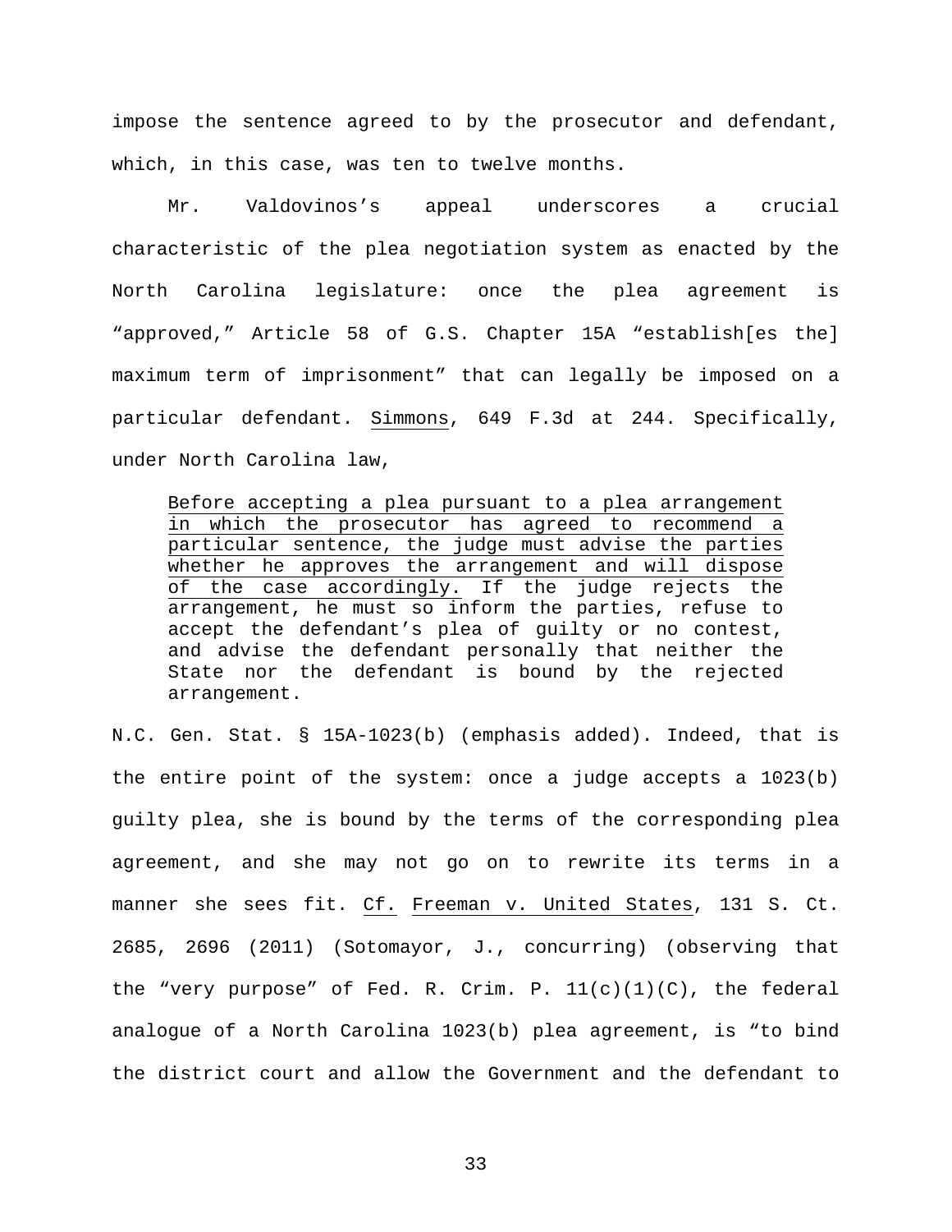impose the sentence agreed to by the prosecutor and defendant, which, in this case, was ten to twelve months.

Mr. Valdovinos's appeal underscores a crucial characteristic of the plea negotiation system as enacted by the North Carolina legislature: once the plea agreement is "approved," Article 58 of G.S. Chapter 15A "establish[es the] maximum term of imprisonment" that can legally be imposed on a particular defendant. Simmons, 649 F.3d at 244. Specifically, under North Carolina law,

> Before accepting a plea pursuant to a plea arrangement in which the prosecutor has agreed to recommend a particular sentence, the judge must advise the parties whether he approves the arrangement and will dispose of the case accordingly. If the judge rejects the arrangement, he must so inform the parties, refuse to accept the defendant's plea of guilty or no contest, and advise the defendant personally that neither the State nor the defendant is bound by the rejected arrangement.

N.C. Gen. Stat. § 15A-1023(b) (emphasis added). Indeed, that is the entire point of the system: once a judge accepts a 1023(b) guilty plea, she is bound by the terms of the corresponding plea agreement, and she may not go on to rewrite its terms in a manner she sees fit. Cf. Freeman v. United States, 131 S. Ct. 2685, 2696 (2011) (Sotomayor, J., concurring) (observing that the "very purpose" of Fed. R. Crim. P. 11(c)(1)(C), the federal analogue of a North Carolina 1023(b) plea agreement, is "to bind the district court and allow the Government and the defendant to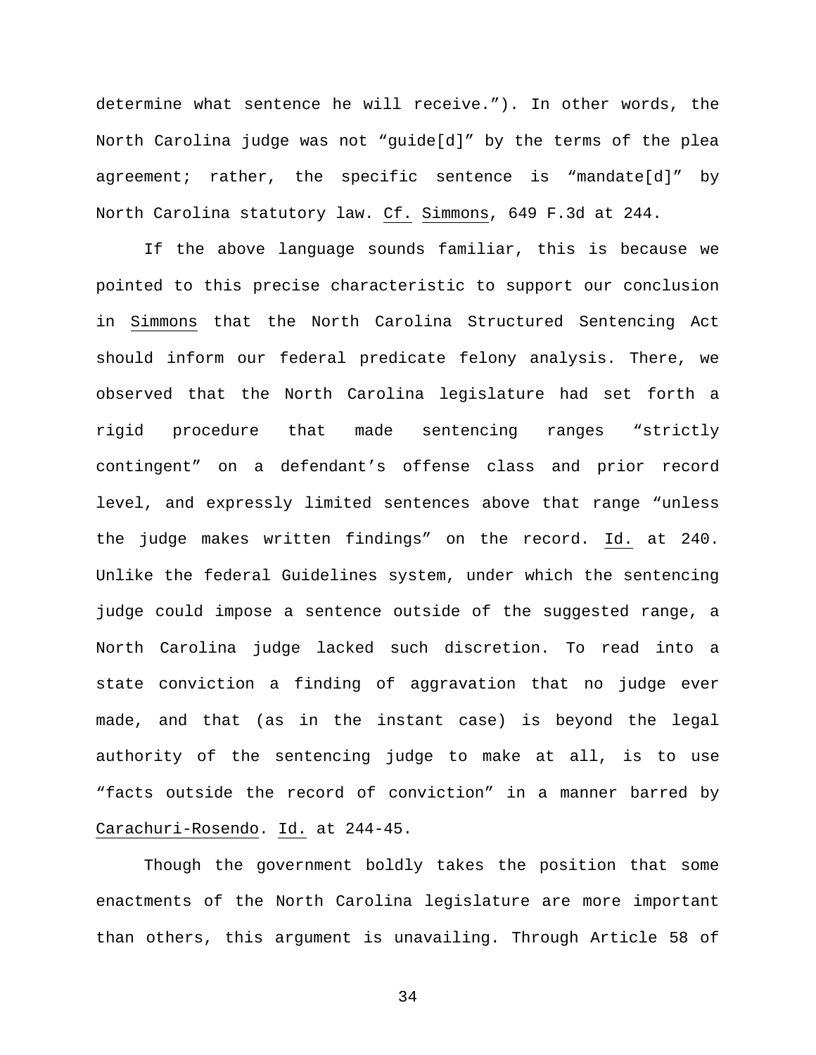determine what sentence he will receive."). In other words, the North Carolina judge was not "guide[d]" by the terms of the plea agreement; rather, the specific sentence is "mandate[d]" by North Carolina statutory law. Cf. Simmons, 649 F.3d at 244.

If the above language sounds familiar, this is because we pointed to this precise characteristic to support our conclusion in Simmons that the North Carolina Structured Sentencing Act should inform our federal predicate felony analysis. There, we observed that the North Carolina legislature had set forth a rigid procedure that made sentencing ranges "strictly contingent" on a defendant's offense class and prior record level, and expressly limited sentences above that range "unless the judge makes written findings" on the record. Id. at 240. Unlike the federal Guidelines system, under which the sentencing judge could impose a sentence outside of the suggested range, a North Carolina judge lacked such discretion. To read into a state conviction a finding of aggravation that no judge ever made, and that (as in the instant case) is beyond the legal authority of the sentencing judge to make at all, is to use "facts outside the record of conviction" in a manner barred by Carachuri-Rosendo. Id. at 244-45.

Though the government boldly takes the position that some enactments of the North Carolina legislature are more important than others, this argument is unavailing. Through Article 58 of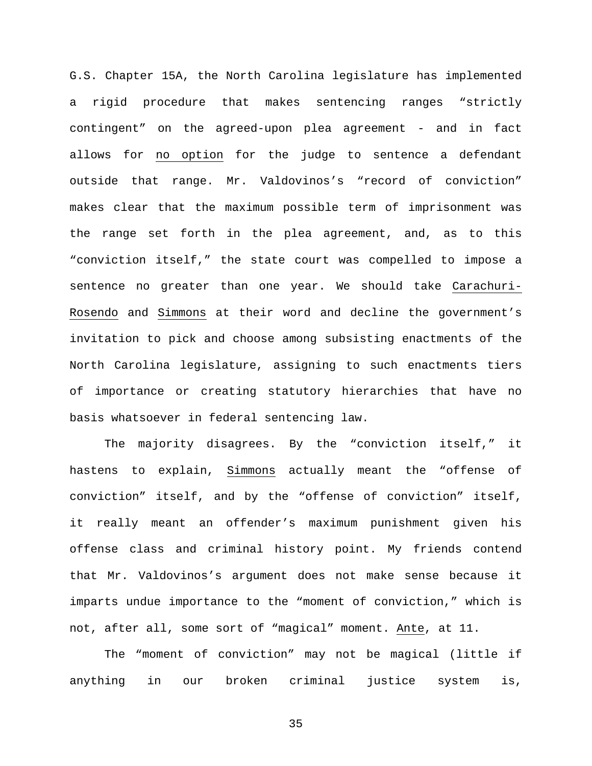G.S. Chapter 15A, the North Carolina legislature has implemented a rigid procedure that makes sentencing ranges "strictly contingent" on the agreed-upon plea agreement - and in fact allows for <u>no option</u> for the judge to sentence a defendant outside that range. Mr. Valdovinos's "record of conviction" makes clear that the maximum possible term of imprisonment was the range set forth in the plea agreement, and, as to this "conviction itself," the state court was compelled to impose a sentence no greater than one year. We should take <u>Carachuri-Rosendo</u> and <u>Simmons</u> at their word and decline the government's invitation to pick and choose among subsisting enactments of the North Carolina legislature, assigning to such enactments tiers of importance or creating statutory hierarchies that have no basis whatsoever in federal sentencing law.

The majority disagrees. By the "conviction itself," it hastens to explain, <u>Simmons</u> actually meant the "offense of conviction" itself, and by the "offense of conviction" itself, it really meant an offender's maximum punishment given his offense class and criminal history point. My friends contend that Mr. Valdovinos's argument does not make sense because it imparts undue importance to the "moment of conviction," which is not, after all, some sort of "magical" moment. <u>Ante</u>, at 11.

The "moment of conviction" may not be magical (little if anything in our broken criminal justice system is,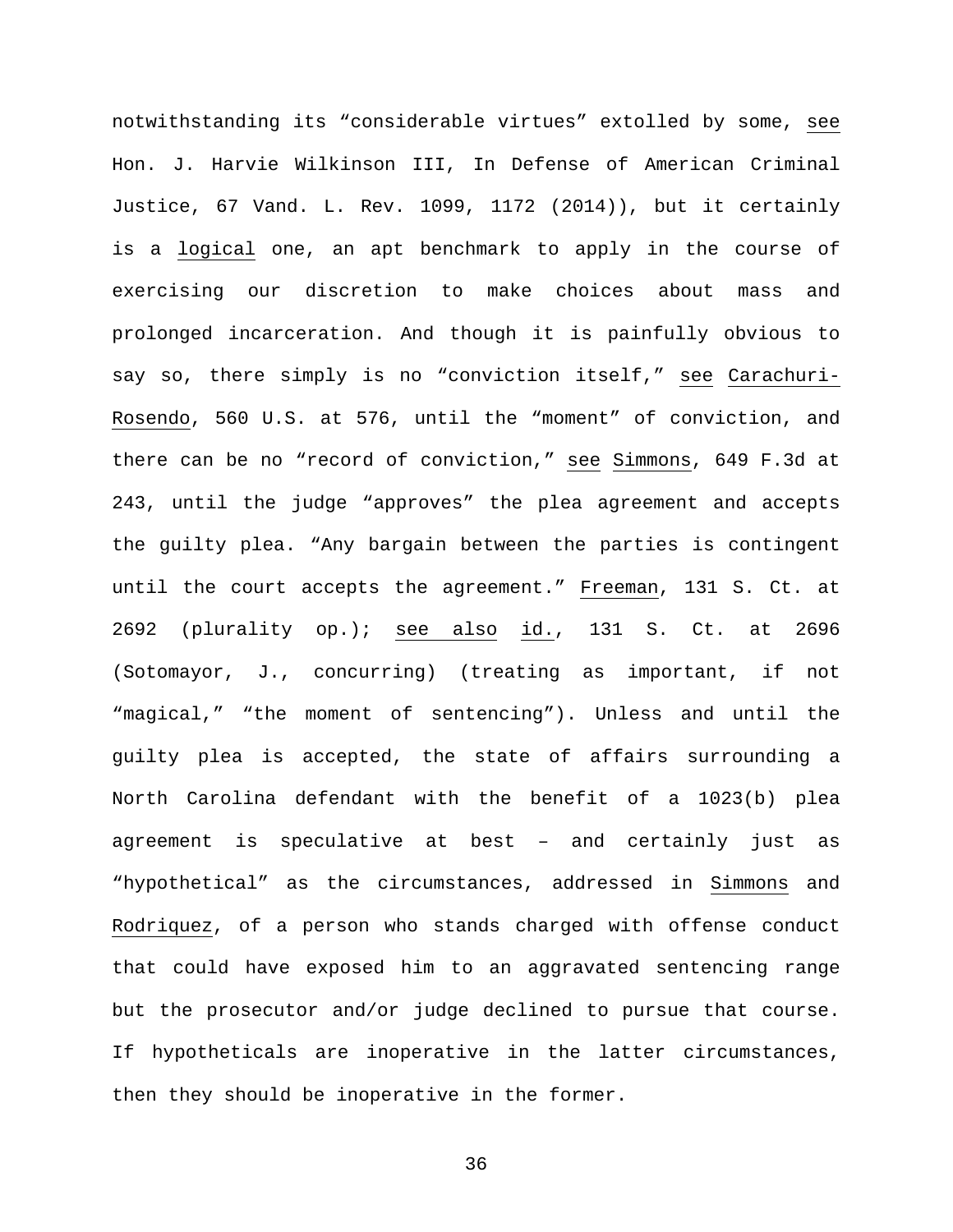notwithstanding its “considerable virtues” extolled by some, see Hon. J. Harvie Wilkinson III, In Defense of American Criminal Justice, 67 Vand. L. Rev. 1099, 1172 (2014)), but it certainly is a logical one, an apt benchmark to apply in the course of exercising our discretion to make choices about mass and prolonged incarceration. And though it is painfully obvious to say so, there simply is no “conviction itself,” see Carachuri-Rosendo, 560 U.S. at 576, until the “moment” of conviction, and there can be no “record of conviction,” see Simmons, 649 F.3d at 243, until the judge “approves” the plea agreement and accepts the guilty plea. “Any bargain between the parties is contingent until the court accepts the agreement.” Freeman, 131 S. Ct. at 2692 (plurality op.); see also id., 131 S. Ct. at 2696 (Sotomayor, J., concurring) (treating as important, if not “magical,” “the moment of sentencing”). Unless and until the guilty plea is accepted, the state of affairs surrounding a North Carolina defendant with the benefit of a 1023(b) plea agreement is speculative at best – and certainly just as “hypothetical” as the circumstances, addressed in Simmons and Rodriquez, of a person who stands charged with offense conduct that could have exposed him to an aggravated sentencing range but the prosecutor and/or judge declined to pursue that course. If hypotheticals are inoperative in the latter circumstances, then they should be inoperative in the former.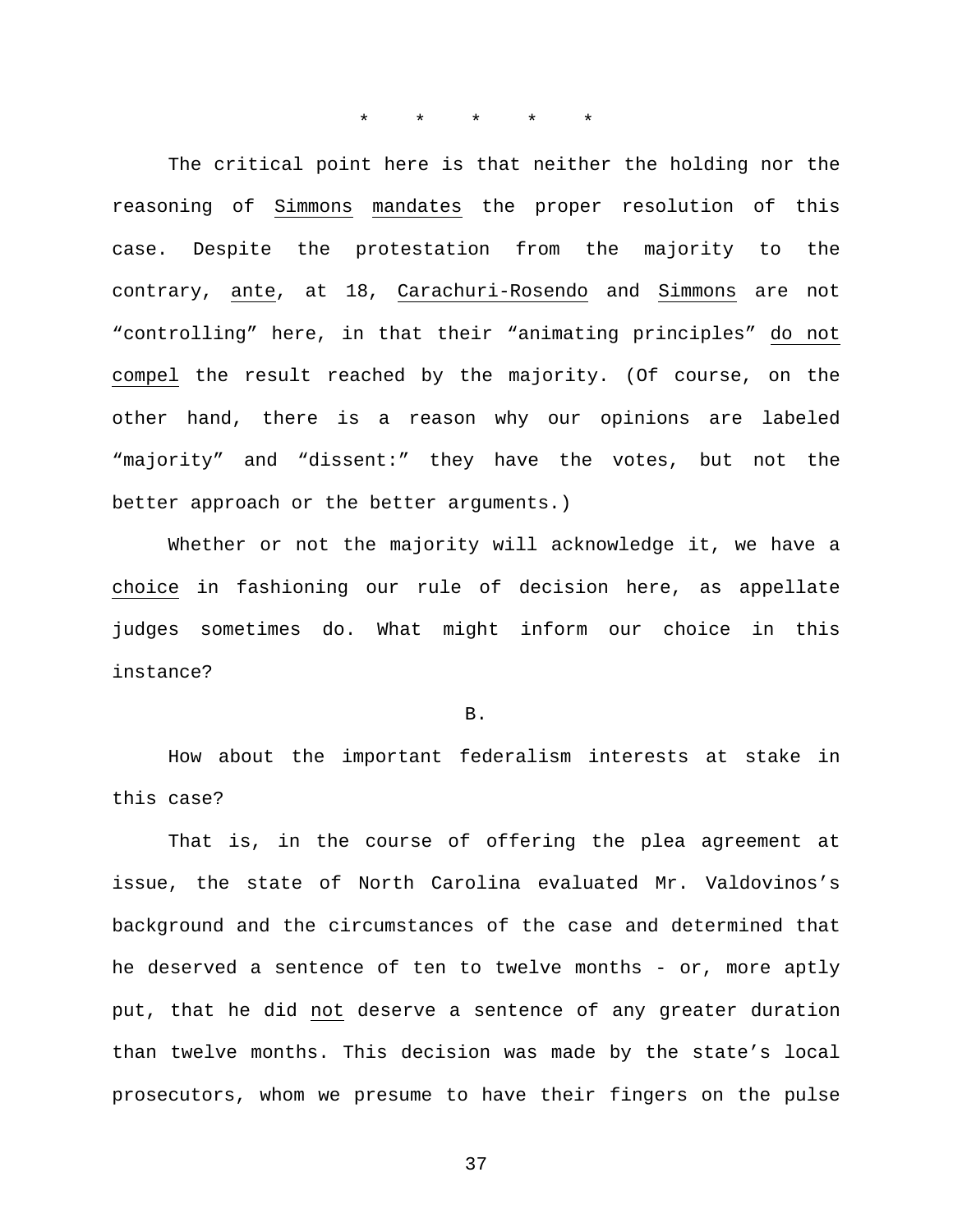\*     \*     \*     \*     \*

The critical point here is that neither the holding nor the reasoning of _Simmons_ _mandates_ the proper resolution of this case. Despite the protestation from the majority to the contrary, _ante_, at 18, _Carachuri-Rosendo_ and _Simmons_ are not "controlling" here, in that their "animating principles" _do not compel_ the result reached by the majority. (Of course, on the other hand, there is a reason why our opinions are labeled "majority" and "dissent:" they have the votes, but not the better approach or the better arguments.)

Whether or not the majority will acknowledge it, we have a _choice_ in fashioning our rule of decision here, as appellate judges sometimes do. What might inform our choice in this instance?

B.

How about the important federalism interests at stake in this case?

That is, in the course of offering the plea agreement at issue, the state of North Carolina evaluated Mr. Valdovinos's background and the circumstances of the case and determined that he deserved a sentence of ten to twelve months - or, more aptly put, that he did _not_ deserve a sentence of any greater duration than twelve months. This decision was made by the state's local prosecutors, whom we presume to have their fingers on the pulse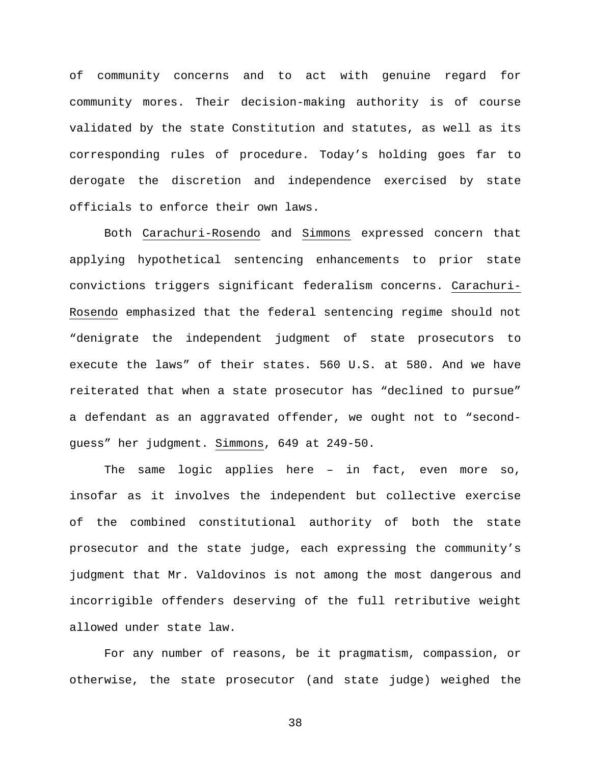of community concerns and to act with genuine regard for community mores. Their decision-making authority is of course validated by the state Constitution and statutes, as well as its corresponding rules of procedure. Today's holding goes far to derogate the discretion and independence exercised by state officials to enforce their own laws.

Both Carachuri-Rosendo and Simmons expressed concern that applying hypothetical sentencing enhancements to prior state convictions triggers significant federalism concerns. Carachuri-Rosendo emphasized that the federal sentencing regime should not "denigrate the independent judgment of state prosecutors to execute the laws" of their states. 560 U.S. at 580. And we have reiterated that when a state prosecutor has "declined to pursue" a defendant as an aggravated offender, we ought not to "second-guess" her judgment. Simmons, 649 at 249-50.

The same logic applies here – in fact, even more so, insofar as it involves the independent but collective exercise of the combined constitutional authority of both the state prosecutor and the state judge, each expressing the community's judgment that Mr. Valdovinos is not among the most dangerous and incorrigible offenders deserving of the full retributive weight allowed under state law.

For any number of reasons, be it pragmatism, compassion, or otherwise, the state prosecutor (and state judge) weighed the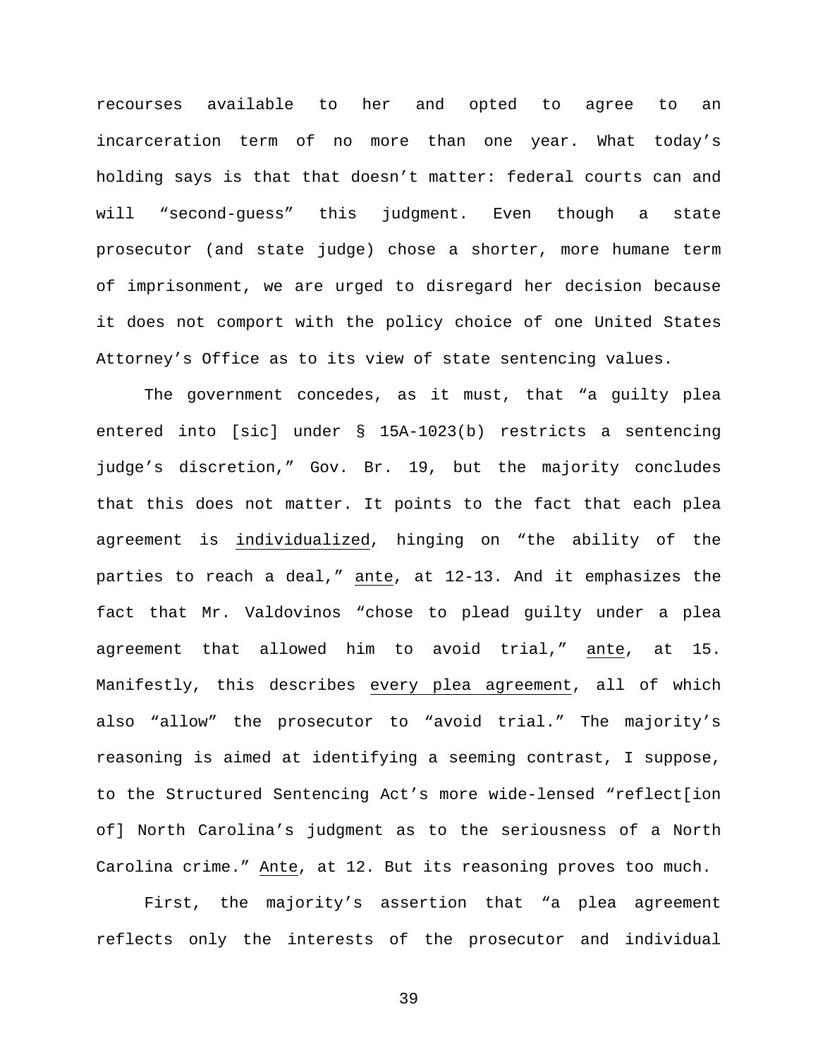recourses available to her and opted to agree to an incarceration term of no more than one year. What today's holding says is that that doesn't matter: federal courts can and will "second-guess" this judgment. Even though a state prosecutor (and state judge) chose a shorter, more humane term of imprisonment, we are urged to disregard her decision because it does not comport with the policy choice of one United States Attorney's Office as to its view of state sentencing values.

The government concedes, as it must, that "a guilty plea entered into [sic] under § 15A-1023(b) restricts a sentencing judge's discretion," Gov. Br. 19, but the majority concludes that this does not matter. It points to the fact that each plea agreement is <u>individualized</u>, hinging on "the ability of the parties to reach a deal," <u>ante</u>, at 12-13. And it emphasizes the fact that Mr. Valdovinos "chose to plead guilty under a plea agreement that allowed him to avoid trial," <u>ante</u>, at 15. Manifestly, this describes <u>every plea agreement</u>, all of which also "allow" the prosecutor to "avoid trial." The majority's reasoning is aimed at identifying a seeming contrast, I suppose, to the Structured Sentencing Act's more wide-lensed "reflect[ion of] North Carolina's judgment as to the seriousness of a North Carolina crime." <u>Ante</u>, at 12. But its reasoning proves too much.

First, the majority's assertion that "a plea agreement reflects only the interests of the prosecutor and individual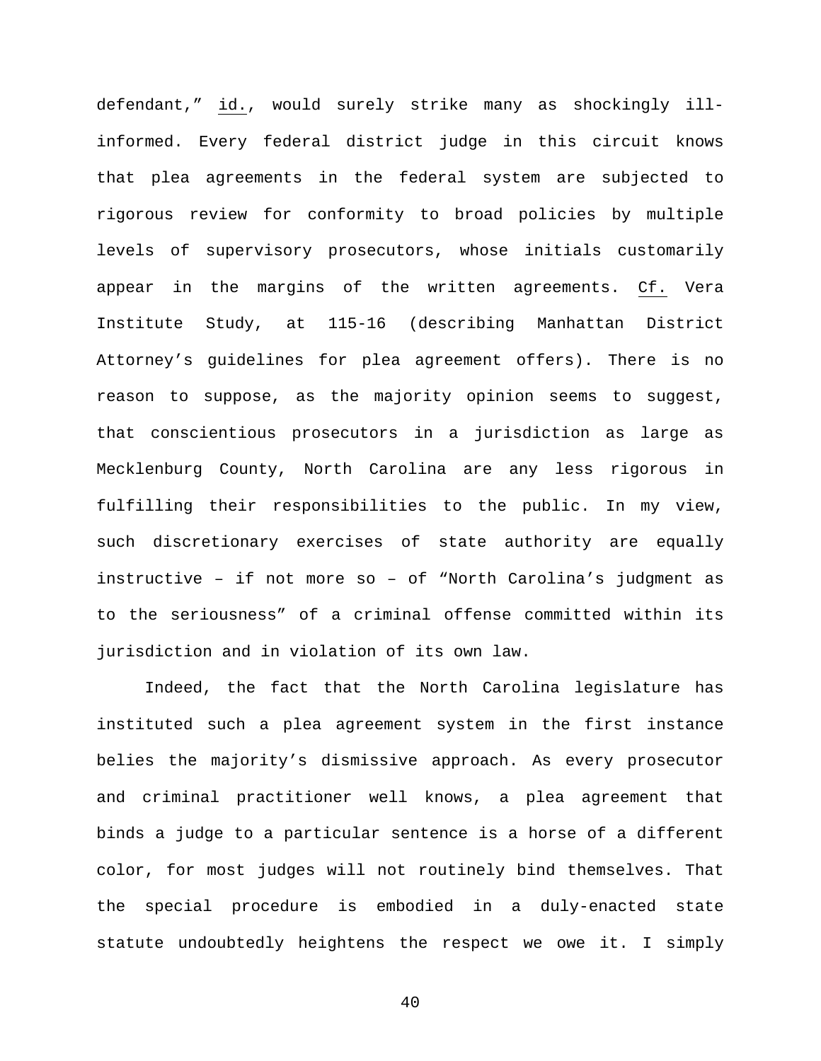defendant," id., would surely strike many as shockingly ill-informed. Every federal district judge in this circuit knows that plea agreements in the federal system are subjected to rigorous review for conformity to broad policies by multiple levels of supervisory prosecutors, whose initials customarily appear in the margins of the written agreements. Cf. Vera Institute Study, at 115-16 (describing Manhattan District Attorney's guidelines for plea agreement offers). There is no reason to suppose, as the majority opinion seems to suggest, that conscientious prosecutors in a jurisdiction as large as Mecklenburg County, North Carolina are any less rigorous in fulfilling their responsibilities to the public. In my view, such discretionary exercises of state authority are equally instructive – if not more so – of "North Carolina's judgment as to the seriousness" of a criminal offense committed within its jurisdiction and in violation of its own law.

Indeed, the fact that the North Carolina legislature has instituted such a plea agreement system in the first instance belies the majority's dismissive approach. As every prosecutor and criminal practitioner well knows, a plea agreement that binds a judge to a particular sentence is a horse of a different color, for most judges will not routinely bind themselves. That the special procedure is embodied in a duly-enacted state statute undoubtedly heightens the respect we owe it. I simply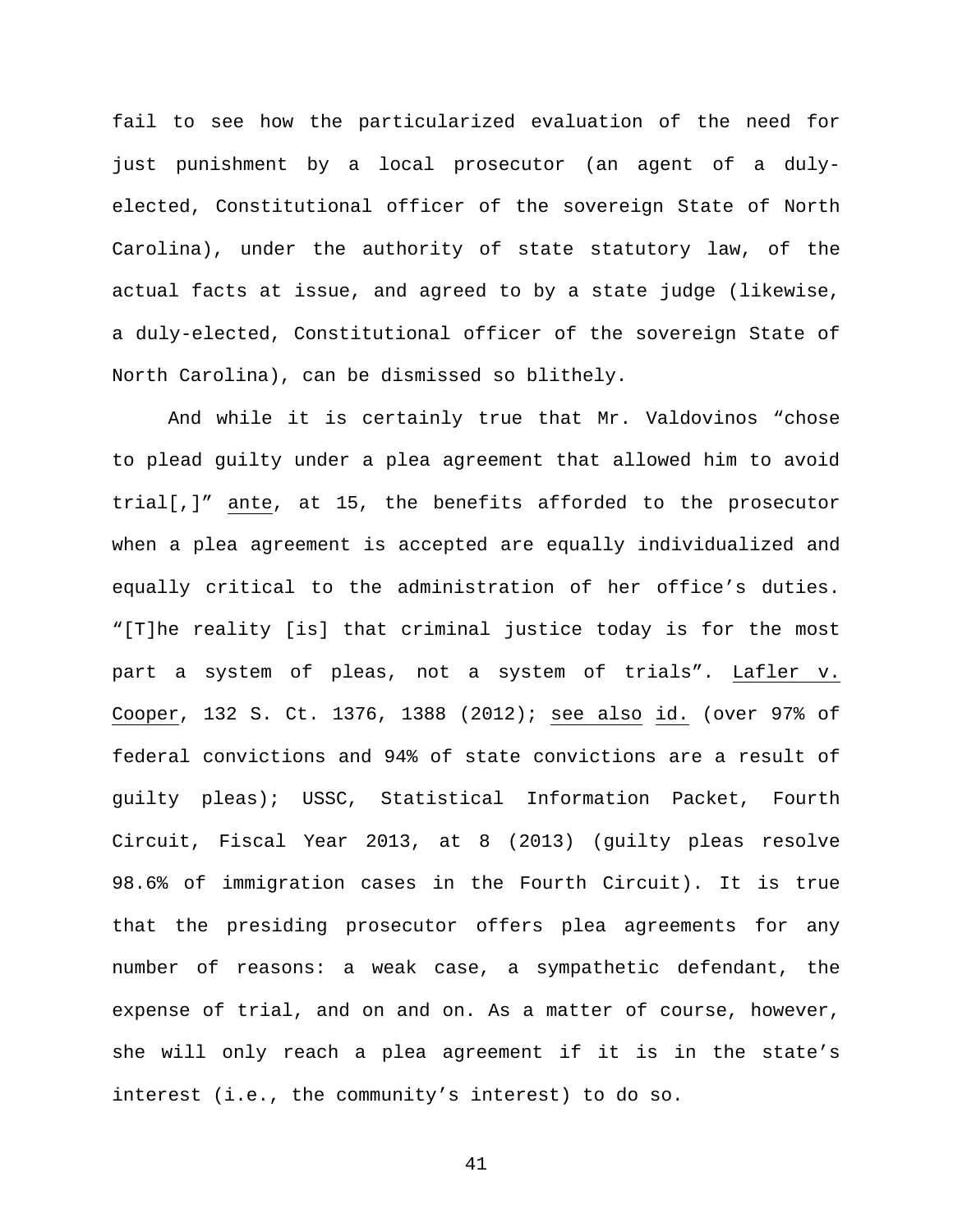fail to see how the particularized evaluation of the need for just punishment by a local prosecutor (an agent of a duly-elected, Constitutional officer of the sovereign State of North Carolina), under the authority of state statutory law, of the actual facts at issue, and agreed to by a state judge (likewise, a duly-elected, Constitutional officer of the sovereign State of North Carolina), can be dismissed so blithely.

And while it is certainly true that Mr. Valdovinos "chose to plead guilty under a plea agreement that allowed him to avoid trial[,]" ante, at 15, the benefits afforded to the prosecutor when a plea agreement is accepted are equally individualized and equally critical to the administration of her office's duties. "[T]he reality [is] that criminal justice today is for the most part a system of pleas, not a system of trials". Lafler v. Cooper, 132 S. Ct. 1376, 1388 (2012); see also id. (over 97% of federal convictions and 94% of state convictions are a result of guilty pleas); USSC, Statistical Information Packet, Fourth Circuit, Fiscal Year 2013, at 8 (2013) (guilty pleas resolve 98.6% of immigration cases in the Fourth Circuit). It is true that the presiding prosecutor offers plea agreements for any number of reasons: a weak case, a sympathetic defendant, the expense of trial, and on and on. As a matter of course, however, she will only reach a plea agreement if it is in the state's interest (i.e., the community's interest) to do so.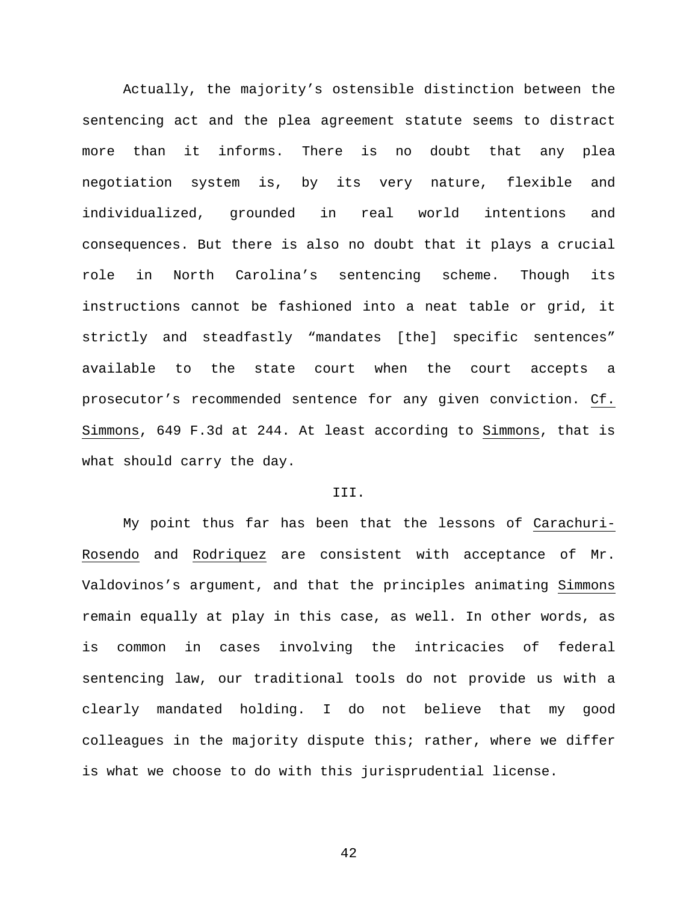Actually, the majority's ostensible distinction between the sentencing act and the plea agreement statute seems to distract more than it informs. There is no doubt that any plea negotiation system is, by its very nature, flexible and individualized, grounded in real world intentions and consequences. But there is also no doubt that it plays a crucial role in North Carolina's sentencing scheme. Though its instructions cannot be fashioned into a neat table or grid, it strictly and steadfastly "mandates [the] specific sentences" available to the state court when the court accepts a prosecutor's recommended sentence for any given conviction. Cf. Simmons, 649 F.3d at 244. At least according to Simmons, that is what should carry the day.

## III.

My point thus far has been that the lessons of Carachuri-Rosendo and Rodriquez are consistent with acceptance of Mr. Valdovinos's argument, and that the principles animating Simmons remain equally at play in this case, as well. In other words, as is common in cases involving the intricacies of federal sentencing law, our traditional tools do not provide us with a clearly mandated holding. I do not believe that my good colleagues in the majority dispute this; rather, where we differ is what we choose to do with this jurisprudential license.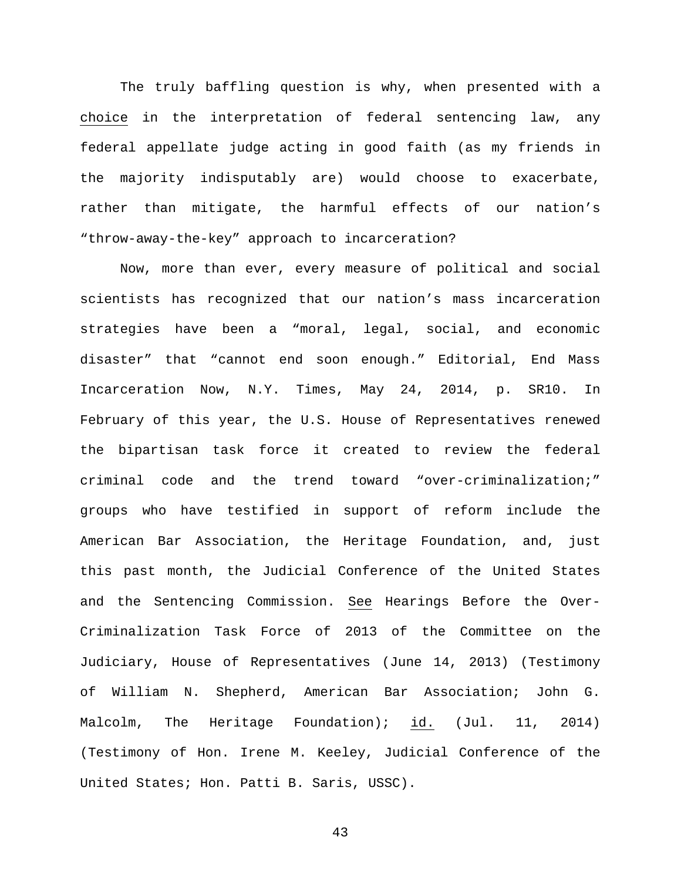The truly baffling question is why, when presented with a choice in the interpretation of federal sentencing law, any federal appellate judge acting in good faith (as my friends in the majority indisputably are) would choose to exacerbate, rather than mitigate, the harmful effects of our nation's "throw-away-the-key" approach to incarceration?

Now, more than ever, every measure of political and social scientists has recognized that our nation's mass incarceration strategies have been a "moral, legal, social, and economic disaster" that "cannot end soon enough." Editorial, End Mass Incarceration Now, N.Y. Times, May 24, 2014, p. SR10. In February of this year, the U.S. House of Representatives renewed the bipartisan task force it created to review the federal criminal code and the trend toward "over-criminalization;" groups who have testified in support of reform include the American Bar Association, the Heritage Foundation, and, just this past month, the Judicial Conference of the United States and the Sentencing Commission. See Hearings Before the Over-Criminalization Task Force of 2013 of the Committee on the Judiciary, House of Representatives (June 14, 2013) (Testimony of William N. Shepherd, American Bar Association; John G. Malcolm, The Heritage Foundation); id. (Jul. 11, 2014) (Testimony of Hon. Irene M. Keeley, Judicial Conference of the United States; Hon. Patti B. Saris, USSC).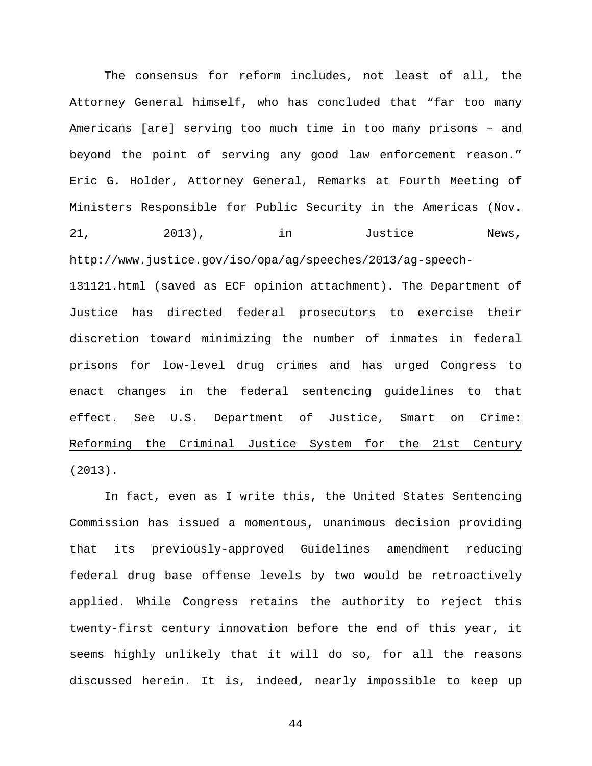The consensus for reform includes, not least of all, the Attorney General himself, who has concluded that "far too many Americans [are] serving too much time in too many prisons – and beyond the point of serving any good law enforcement reason." Eric G. Holder, Attorney General, Remarks at Fourth Meeting of Ministers Responsible for Public Security in the Americas (Nov. 21, 2013), in Justice News, http://www.justice.gov/iso/opa/ag/speeches/2013/ag-speech-131121.html (saved as ECF opinion attachment). The Department of Justice has directed federal prosecutors to exercise their discretion toward minimizing the number of inmates in federal prisons for low-level drug crimes and has urged Congress to enact changes in the federal sentencing guidelines to that effect. *See* U.S. Department of Justice, *Smart on Crime: Reforming the Criminal Justice System for the 21st Century* (2013).

In fact, even as I write this, the United States Sentencing Commission has issued a momentous, unanimous decision providing that its previously-approved Guidelines amendment reducing federal drug base offense levels by two would be retroactively applied. While Congress retains the authority to reject this twenty-first century innovation before the end of this year, it seems highly unlikely that it will do so, for all the reasons discussed herein. It is, indeed, nearly impossible to keep up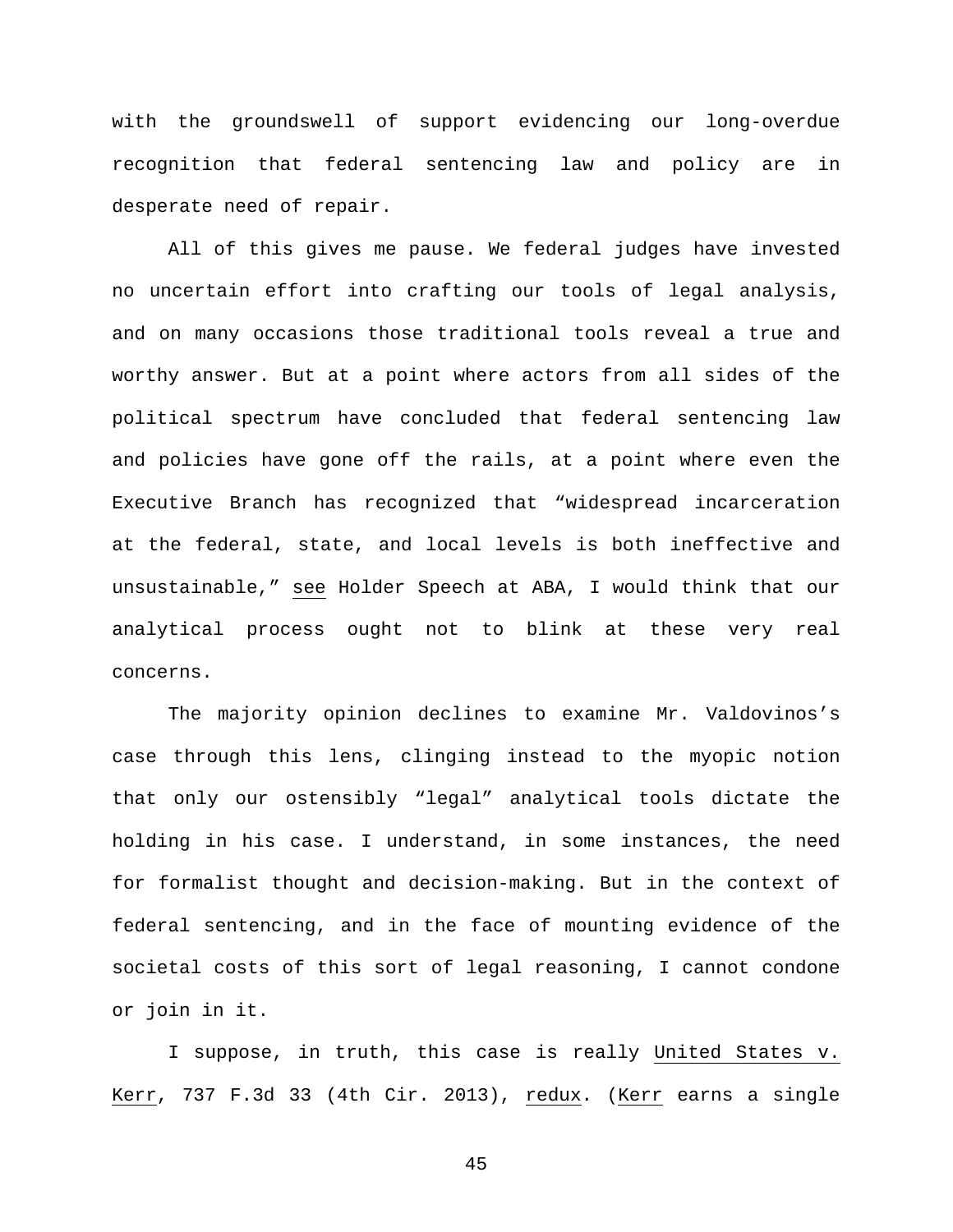with the groundswell of support evidencing our long-overdue recognition that federal sentencing law and policy are in desperate need of repair.

All of this gives me pause. We federal judges have invested no uncertain effort into crafting our tools of legal analysis, and on many occasions those traditional tools reveal a true and worthy answer. But at a point where actors from all sides of the political spectrum have concluded that federal sentencing law and policies have gone off the rails, at a point where even the Executive Branch has recognized that "widespread incarceration at the federal, state, and local levels is both ineffective and unsustainable," see Holder Speech at ABA, I would think that our analytical process ought not to blink at these very real concerns.

The majority opinion declines to examine Mr. Valdovinos's case through this lens, clinging instead to the myopic notion that only our ostensibly "legal" analytical tools dictate the holding in his case. I understand, in some instances, the need for formalist thought and decision-making. But in the context of federal sentencing, and in the face of mounting evidence of the societal costs of this sort of legal reasoning, I cannot condone or join in it.

I suppose, in truth, this case is really United States v. Kerr, 737 F.3d 33 (4th Cir. 2013), redux. (Kerr earns a single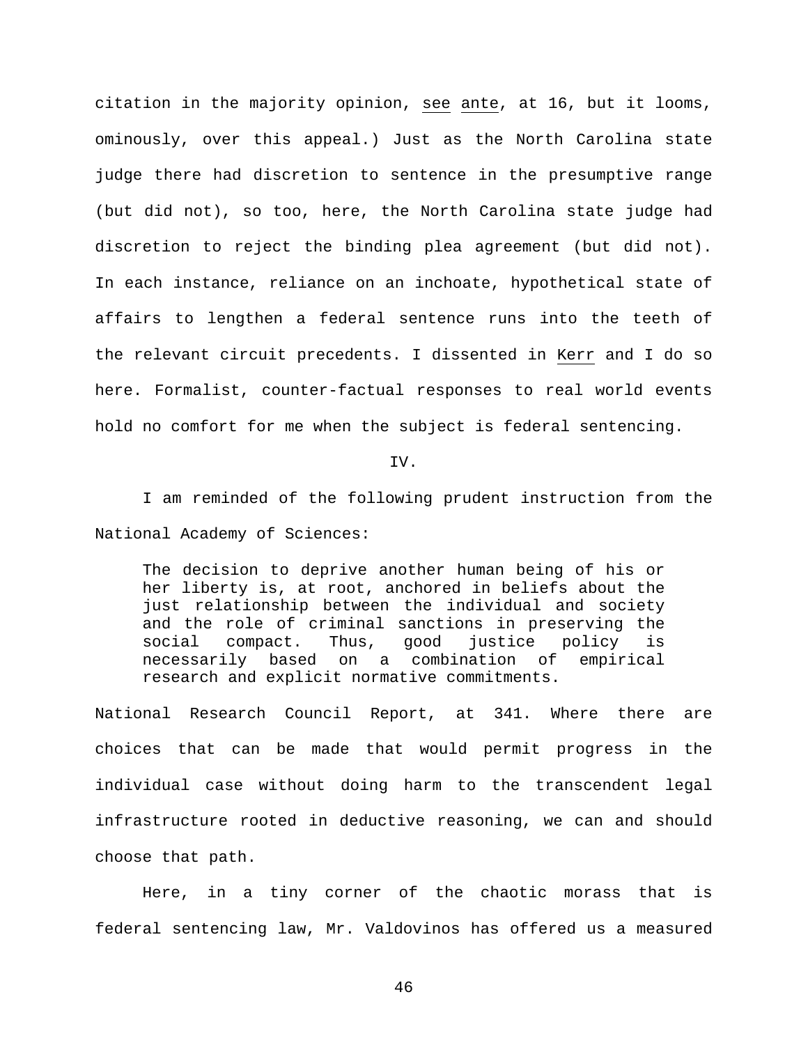citation in the majority opinion, _see_ _ante_, at 16, but it looms, ominously, over this appeal.) Just as the North Carolina state judge there had discretion to sentence in the presumptive range (but did not), so too, here, the North Carolina state judge had discretion to reject the binding plea agreement (but did not). In each instance, reliance on an inchoate, hypothetical state of affairs to lengthen a federal sentence runs into the teeth of the relevant circuit precedents. I dissented in _Kerr_ and I do so here. Formalist, counter-factual responses to real world events hold no comfort for me when the subject is federal sentencing.

IV.

I am reminded of the following prudent instruction from the National Academy of Sciences:

> The decision to deprive another human being of his or her liberty is, at root, anchored in beliefs about the just relationship between the individual and society and the role of criminal sanctions in preserving the social compact. Thus, good justice policy is necessarily based on a combination of empirical research and explicit normative commitments.

National Research Council Report, at 341. Where there are choices that can be made that would permit progress in the individual case without doing harm to the transcendent legal infrastructure rooted in deductive reasoning, we can and should choose that path.

Here, in a tiny corner of the chaotic morass that is federal sentencing law, Mr. Valdovinos has offered us a measured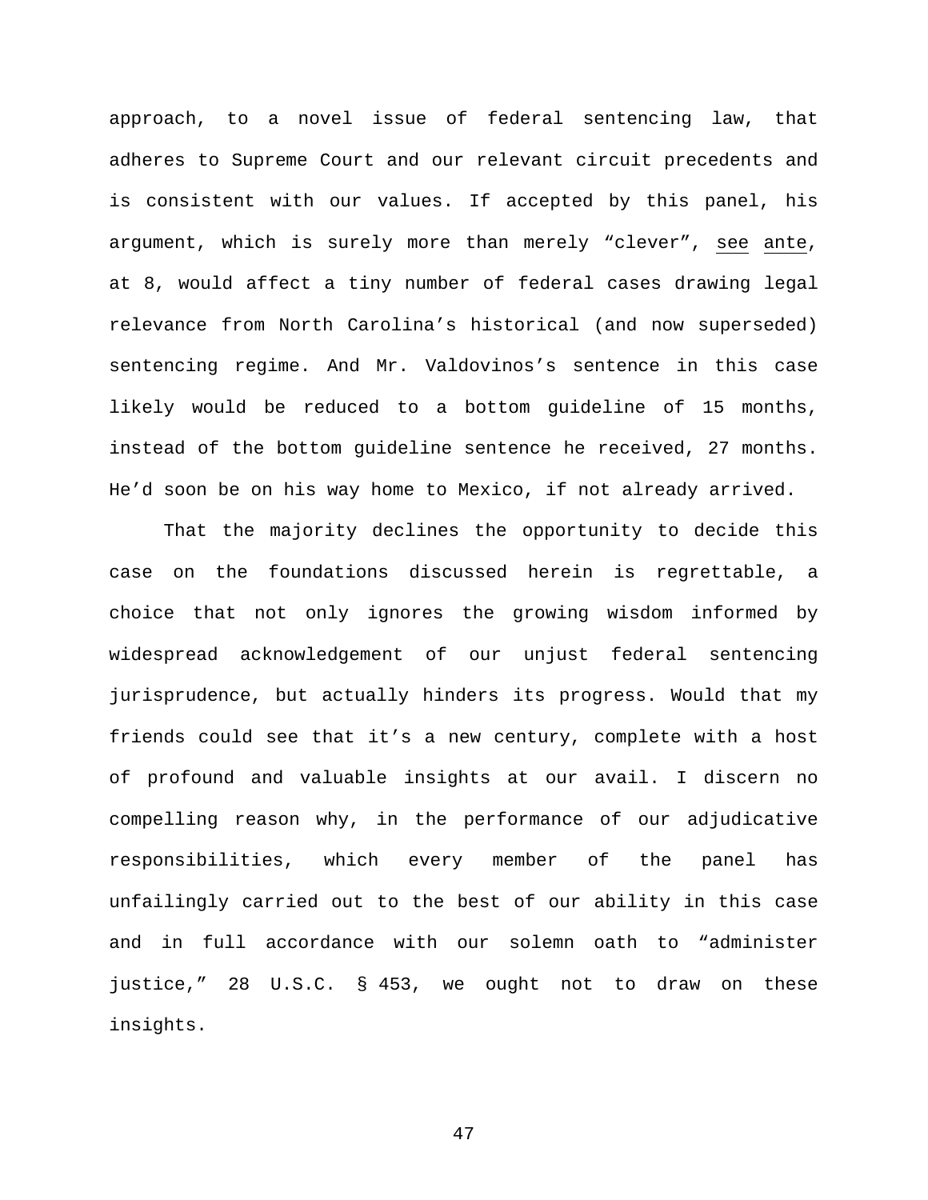approach, to a novel issue of federal sentencing law, that adheres to Supreme Court and our relevant circuit precedents and is consistent with our values. If accepted by this panel, his argument, which is surely more than merely "clever", see ante, at 8, would affect a tiny number of federal cases drawing legal relevance from North Carolina's historical (and now superseded) sentencing regime. And Mr. Valdovinos's sentence in this case likely would be reduced to a bottom guideline of 15 months, instead of the bottom guideline sentence he received, 27 months. He'd soon be on his way home to Mexico, if not already arrived.

That the majority declines the opportunity to decide this case on the foundations discussed herein is regrettable, a choice that not only ignores the growing wisdom informed by widespread acknowledgement of our unjust federal sentencing jurisprudence, but actually hinders its progress. Would that my friends could see that it's a new century, complete with a host of profound and valuable insights at our avail. I discern no compelling reason why, in the performance of our adjudicative responsibilities, which every member of the panel has unfailingly carried out to the best of our ability in this case and in full accordance with our solemn oath to "administer justice," 28 U.S.C. § 453, we ought not to draw on these insights.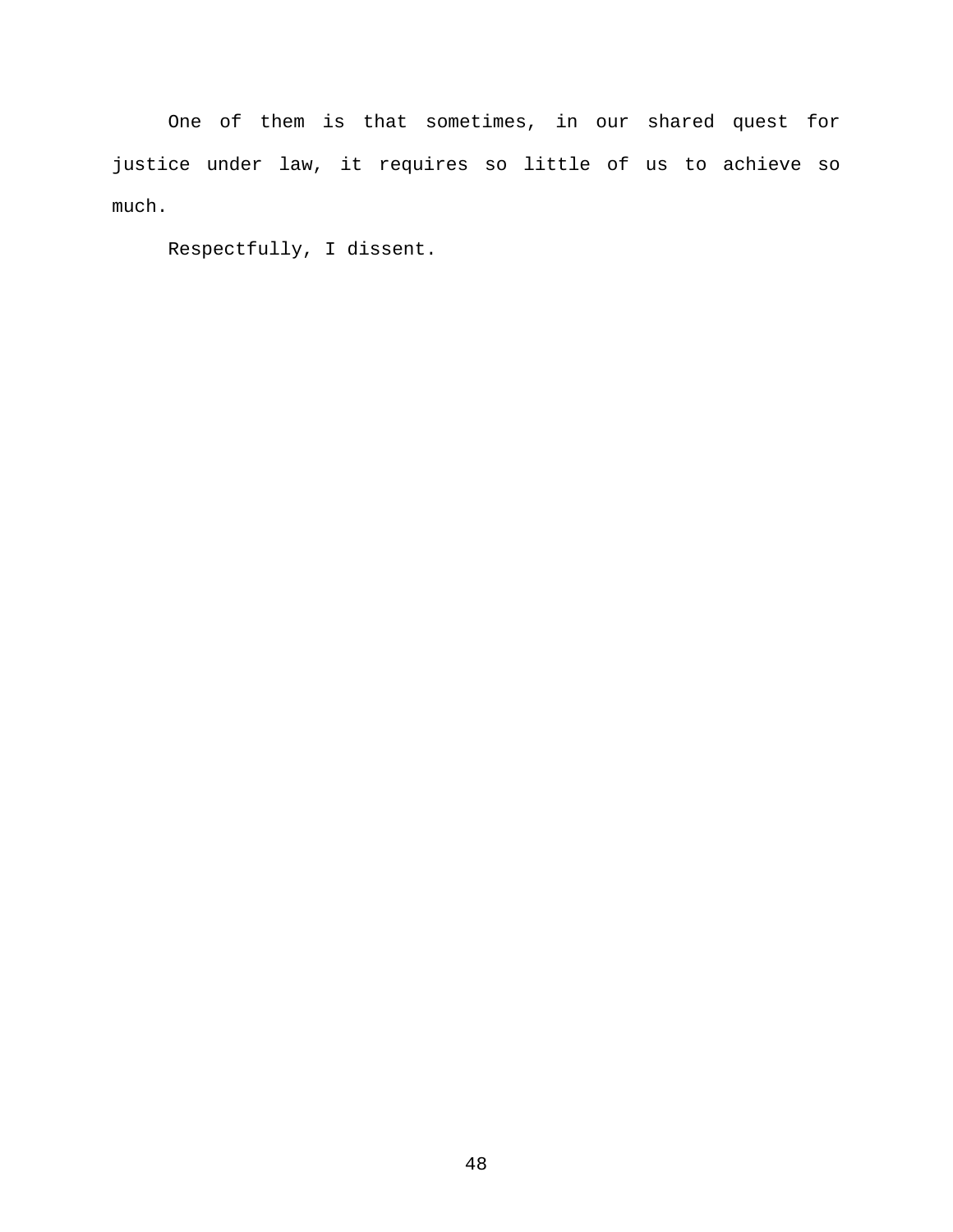One of them is that sometimes, in our shared quest for justice under law, it requires so little of us to achieve so much.

Respectfully, I dissent.